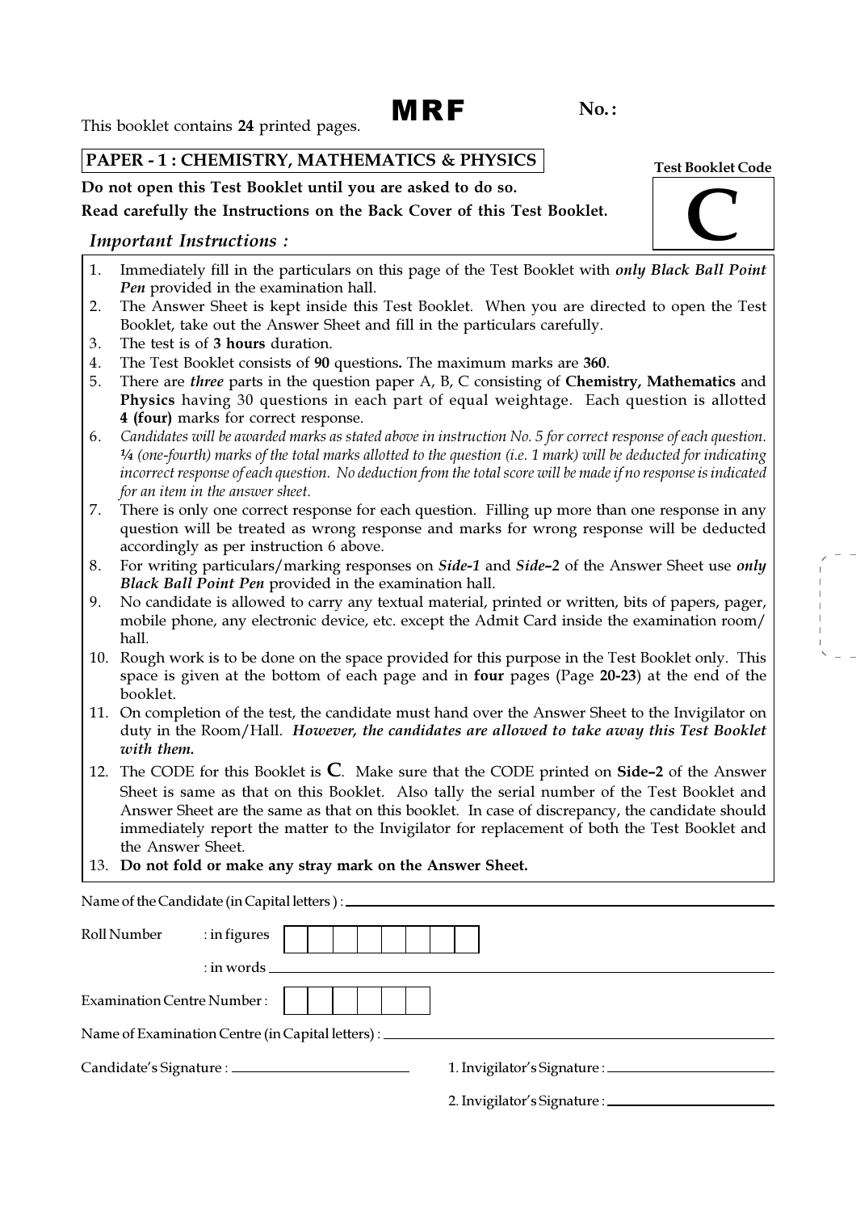This booklet contains **24** printed pages.

# MRF

**No.:**

**PAPER - 1 : CHEMISTRY, MATHEMATICS & PHYSICS**

**Test Booklet Code**

# C

**Do not open this Test Booklet until you are asked to do so.**

**Read carefully the Instructions on the Back Cover of this Test Booklet.**

## *Important Instructions :*

1. Immediately fill in the particulars on this page of the Test Booklet with ***only Black Ball Point Pen*** provided in the examination hall.
2. The Answer Sheet is kept inside this Test Booklet. When you are directed to open the Test Booklet, take out the Answer Sheet and fill in the particulars carefully.
3. The test is of **3 hours** duration.
4. The Test Booklet consists of **90** questions**.** The maximum marks are **360**.
5. There are ***three*** parts in the question paper A, B, C consisting of **Chemistry, Mathematics** and **Physics** having 30 questions in each part of equal weightage. Each question is allotted **4 (four)** marks for correct response.
6. *Candidates will be awarded marks as stated above in instruction No. 5 for correct response of each question. ¼ (one-fourth) marks of the total marks allotted to the question (i.e. 1 mark) will be deducted for indicating incorrect response of each question. No deduction from the total score will be made if no response is indicated for an item in the answer sheet.*
7. There is only one correct response for each question. Filling up more than one response in any question will be treated as wrong response and marks for wrong response will be deducted accordingly as per instruction 6 above.
8. For writing particulars/marking responses on ***Side-1*** and ***Side–2*** of the Answer Sheet use ***only Black Ball Point Pen*** provided in the examination hall.
9. No candidate is allowed to carry any textual material, printed or written, bits of papers, pager, mobile phone, any electronic device, etc. except the Admit Card inside the examination room/hall.
10. Rough work is to be done on the space provided for this purpose in the Test Booklet only. This space is given at the bottom of each page and in **four** pages (Page **20-23**) at the end of the booklet.
11. On completion of the test, the candidate must hand over the Answer Sheet to the Invigilator on duty in the Room/Hall. ***However, the candidates are allowed to take away this Test Booklet with them.***
12. The CODE for this Booklet is **C**. Make sure that the CODE printed on **Side–2** of the Answer Sheet is same as that on this Booklet. Also tally the serial number of the Test Booklet and Answer Sheet are the same as that on this booklet. In case of discrepancy, the candidate should immediately report the matter to the Invigilator for replacement of both the Test Booklet and the Answer Sheet.
13. **Do not fold or make any stray mark on the Answer Sheet.**

Name of the Candidate (in Capital letters ) : ______________________________

Roll Number : in figures | | | | | | | | |

: in words ______________________________

Examination Centre Number : | | | | | | |

Name of Examination Centre (in Capital letters) : ______________________________

Candidate's Signature : ____________________

1. Invigilator's Signature : ____________________

2. Invigilator's Signature : ____________________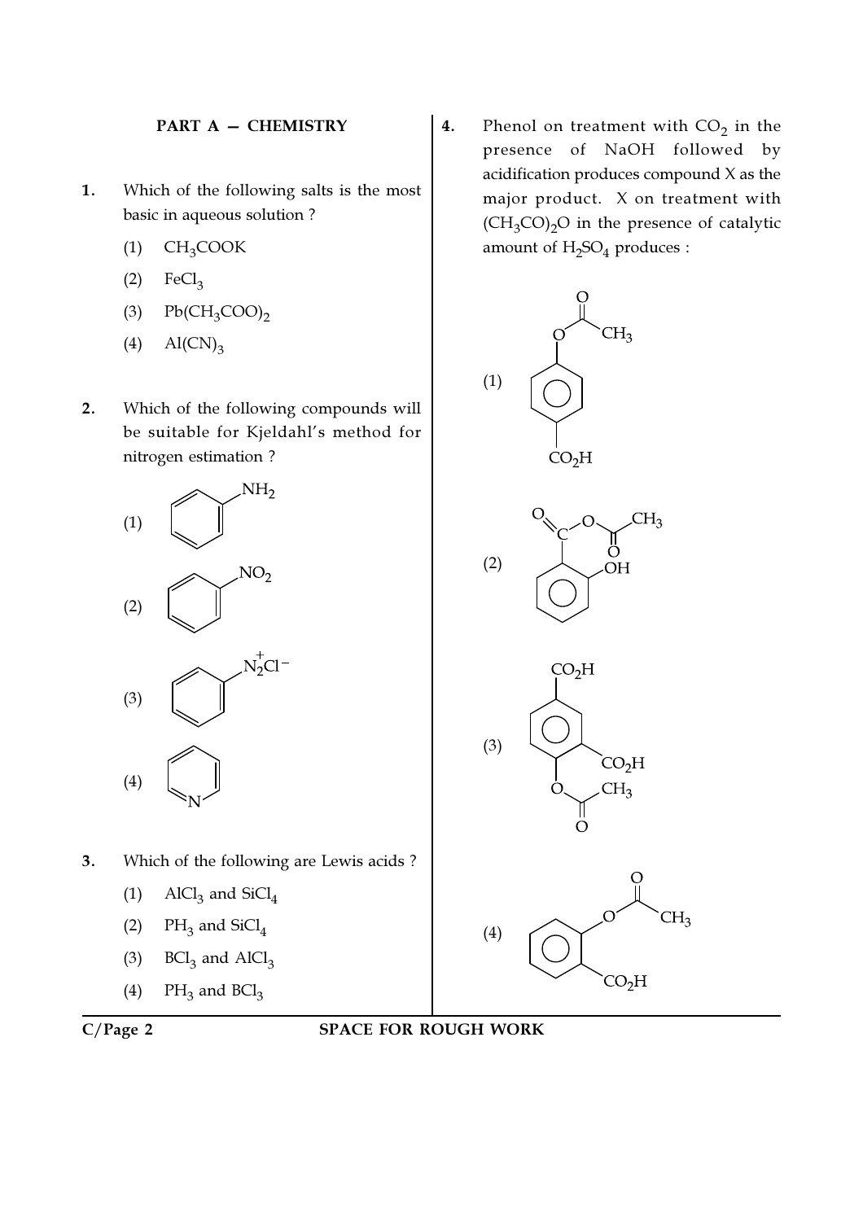## PART A — CHEMISTRY

**1.** Which of the following salts is the most basic in aqueous solution ?

(1) $CH_3COOK$

(2) $FeCl_3$

(3) $Pb(CH_3COO)_2$

(4) $Al(CN)_3$

**2.** Which of the following compounds will be suitable for Kjeldahl's method for nitrogen estimation ?

(1) Benzene ring with $NH_2$

(2) Benzene ring with $NO_2$

(3) Benzene ring with $\overset{+}{N_2}Cl^-$

(4) Pyridine ring (N in ring)

**3.** Which of the following are Lewis acids ?

(1) $AlCl_3$ and $SiCl_4$

(2) $PH_3$ and $SiCl_4$

(3) $BCl_3$ and $AlCl_3$

(4) $PH_3$ and $BCl_3$

**4.** Phenol on treatment with $CO_2$ in the presence of NaOH followed by acidification produces compound X as the major product. X on treatment with $(CH_3CO)_2O$ in the presence of catalytic amount of $H_2SO_4$ produces :

(1) Benzene ring with $OCOCH_3$ and, para to it, $CO_2H$

(2) Benzene ring with $C(=O)OC(=O)CH_3$ and, ortho to it, $OH$

(3) Benzene ring with $OCOCH_3$, $CO_2H$ ortho to it, and $CO_2H$ para to it

(4) Benzene ring with $OCOCH_3$ and, ortho to it, $CO_2H$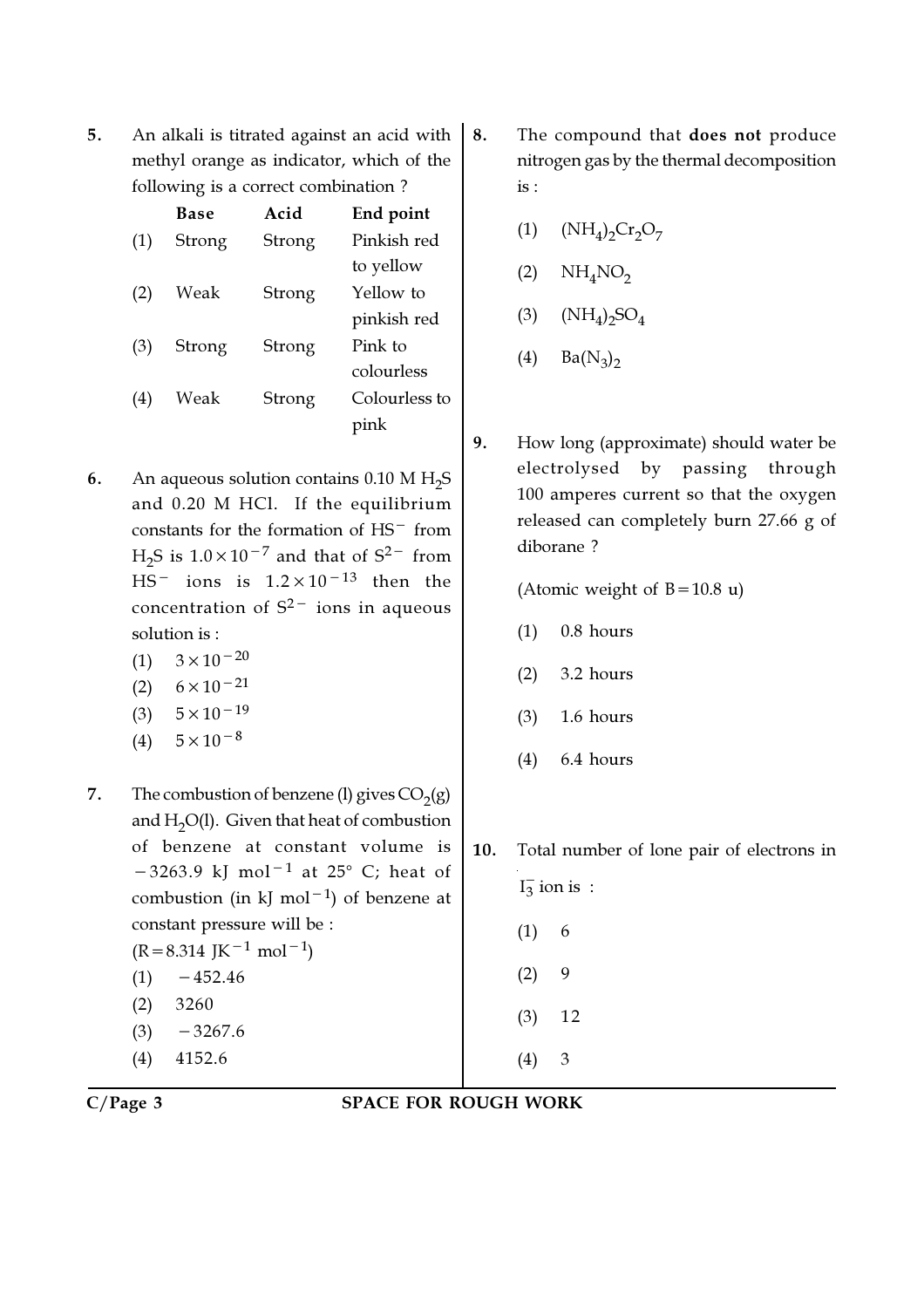5. An alkali is titrated against an acid with methyl orange as indicator, which of the following is a correct combination ?

| | Base | Acid | End point |
|---|---|---|---|
| (1) | Strong | Strong | Pinkish red to yellow |
| (2) | Weak | Strong | Yellow to pinkish red |
| (3) | Strong | Strong | Pink to colourless |
| (4) | Weak | Strong | Colourless to pink |

6. An aqueous solution contains 0.10 M $H_2S$ and 0.20 M HCl. If the equilibrium constants for the formation of $HS^-$ from $H_2S$ is $1.0 \times 10^{-7}$ and that of $S^{2-}$ from $HS^-$ ions is $1.2 \times 10^{-13}$ then the concentration of $S^{2-}$ ions in aqueous solution is :

(1) $3 \times 10^{-20}$

(2) $6 \times 10^{-21}$

(3) $5 \times 10^{-19}$

(4) $5 \times 10^{-8}$

7. The combustion of benzene (l) gives $CO_2$(g) and $H_2O$(l). Given that heat of combustion of benzene at constant volume is $-3263.9$ kJ $mol^{-1}$ at 25° C; heat of combustion (in kJ $mol^{-1}$) of benzene at constant pressure will be :
($R = 8.314$ $JK^{-1}$ $mol^{-1}$)

(1) $-452.46$

(2) 3260

(3) $-3267.6$

(4) 4152.6

8. The compound that **does not** produce nitrogen gas by the thermal decomposition is :

(1) $(NH_4)_2Cr_2O_7$

(2) $NH_4NO_2$

(3) $(NH_4)_2SO_4$

(4) $Ba(N_3)_2$

9. How long (approximate) should water be electrolysed by passing through 100 amperes current so that the oxygen released can completely burn 27.66 g of diborane ?

(Atomic weight of $B = 10.8$ u)

(1) 0.8 hours

(2) 3.2 hours

(3) 1.6 hours

(4) 6.4 hours

10. Total number of lone pair of electrons in $I_3^-$ ion is :

(1) 6

(2) 9

(3) 12

(4) 3

SPACE FOR ROUGH WORK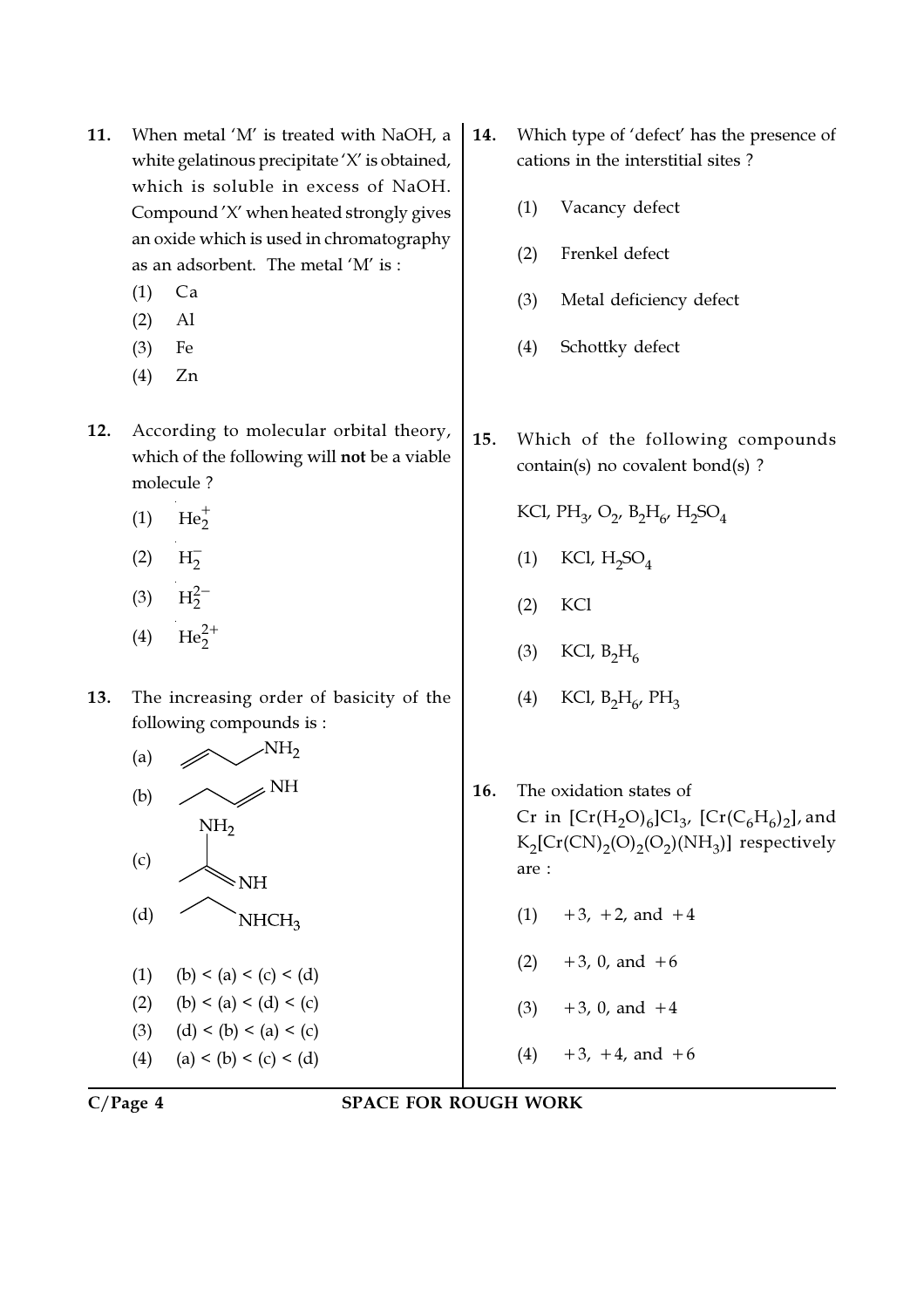**11.** When metal 'M' is treated with NaOH, a white gelatinous precipitate 'X' is obtained, which is soluble in excess of NaOH. Compound 'X' when heated strongly gives an oxide which is used in chromatography as an adsorbent. The metal 'M' is :

(1) Ca

(2) Al

(3) Fe

(4) Zn

**12.** According to molecular orbital theory, which of the following will **not** be a viable molecule ?

(1) $He_2^+$

(2) $H_2^-$

(3) $H_2^{2-}$

(4) $He_2^{2+}$

**13.** The increasing order of basicity of the following compounds is :

(a) $CH_2=CH-CH_2-NH_2$

(b) $CH_3-CH_2-CH=NH$

(c) $CH_3-C(=NH)-NH_2$

(d) $CH_3-CH_2-NHCH_3$

(1) (b) < (a) < (c) < (d)

(2) (b) < (a) < (d) < (c)

(3) (d) < (b) < (a) < (c)

(4) (a) < (b) < (c) < (d)

**14.** Which type of 'defect' has the presence of cations in the interstitial sites ?

(1) Vacancy defect

(2) Frenkel defect

(3) Metal deficiency defect

(4) Schottky defect

**15.** Which of the following compounds contain(s) no covalent bond(s) ?

KCl, $PH_3$, $O_2$, $B_2H_6$, $H_2SO_4$

(1) KCl, $H_2SO_4$

(2) KCl

(3) KCl, $B_2H_6$

(4) KCl, $B_2H_6$, $PH_3$

**16.** The oxidation states of Cr in $[Cr(H_2O)_6]Cl_3$, $[Cr(C_6H_6)_2]$, and $K_2[Cr(CN)_2(O)_2(O_2)(NH_3)]$ respectively are :

(1) +3, +2, and +4

(2) +3, 0, and +6

(3) +3, 0, and +4

(4) +3, +4, and +6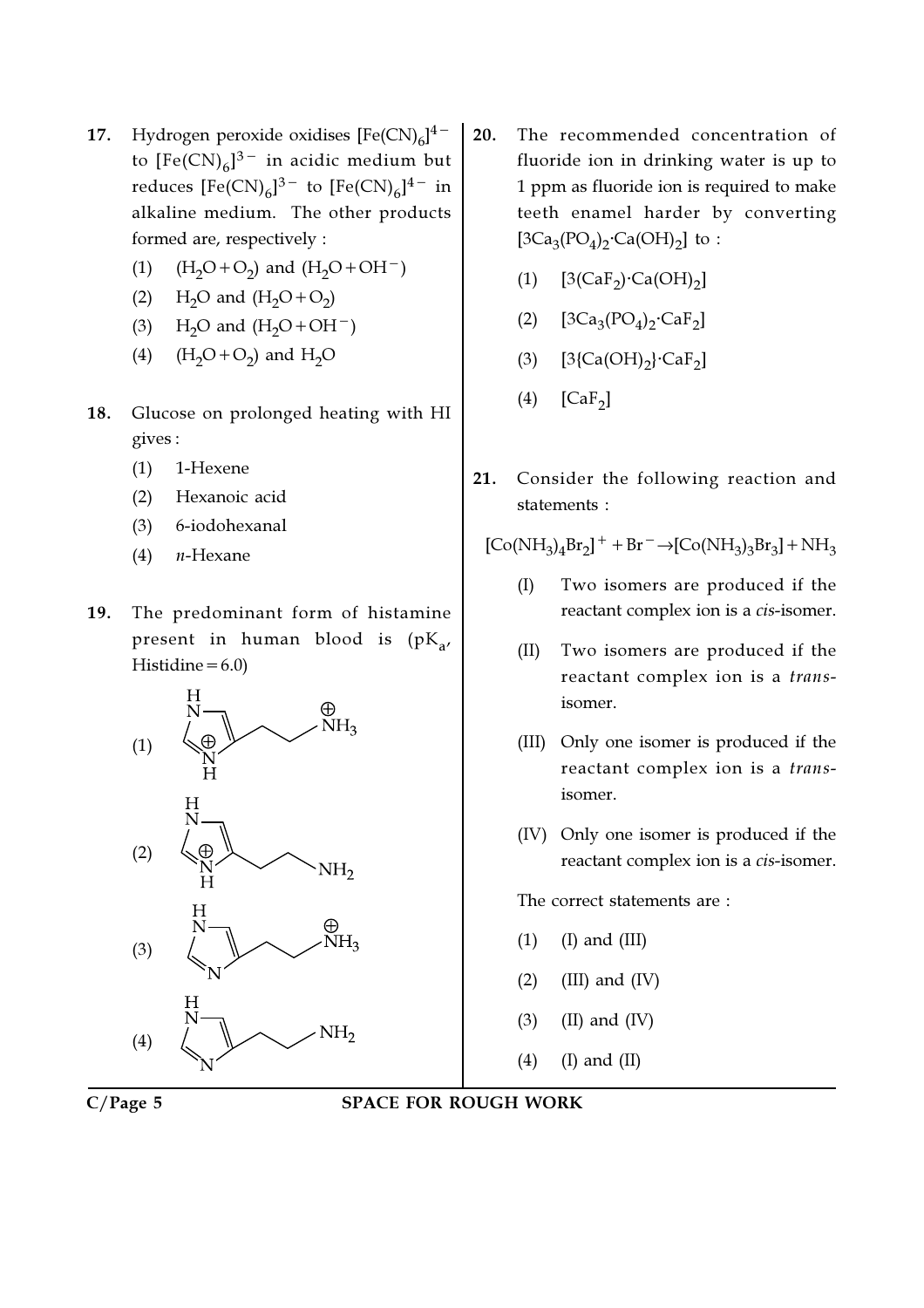**17.** Hydrogen peroxide oxidises $[Fe(CN)_6]^{4-}$ to $[Fe(CN)_6]^{3-}$ in acidic medium but reduces $[Fe(CN)_6]^{3-}$ to $[Fe(CN)_6]^{4-}$ in alkaline medium. The other products formed are, respectively :

(1) $(H_2O + O_2)$ and $(H_2O + OH^-)$

(2) $H_2O$ and $(H_2O + O_2)$

(3) $H_2O$ and $(H_2O + OH^-)$

(4) $(H_2O + O_2)$ and $H_2O$

**18.** Glucose on prolonged heating with HI gives :

(1) 1-Hexene

(2) Hexanoic acid

(3) 6-iodohexanal

(4) *n*-Hexane

**19.** The predominant form of histamine present in human blood is ($pK_a$, Histidine = 6.0)

(1) Imidazole ring with both ring nitrogens protonated (N–H and $\oplus$N–H), side chain $-CH_2CH_2\overset{\oplus}{N}H_3$

(2) Imidazole ring with both ring nitrogens protonated (N–H and $\oplus$N–H), side chain $-CH_2CH_2NH_2$

(3) Imidazole ring neutral (N–H and =N–), side chain $-CH_2CH_2\overset{\oplus}{N}H_3$

(4) Imidazole ring neutral (N–H and =N–), side chain $-CH_2CH_2NH_2$

**20.** The recommended concentration of fluoride ion in drinking water is up to 1 ppm as fluoride ion is required to make teeth enamel harder by converting $[3Ca_3(PO_4)_2 \cdot Ca(OH)_2]$ to :

(1) $[3(CaF_2) \cdot Ca(OH)_2]$

(2) $[3Ca_3(PO_4)_2 \cdot CaF_2]$

(3) $[3\{Ca(OH)_2\} \cdot CaF_2]$

(4) $[CaF_2]$

**21.** Consider the following reaction and statements :

$$[Co(NH_3)_4Br_2]^+ + Br^- \rightarrow [Co(NH_3)_3Br_3] + NH_3$$

(I) Two isomers are produced if the reactant complex ion is a *cis*-isomer.

(II) Two isomers are produced if the reactant complex ion is a *trans*-isomer.

(III) Only one isomer is produced if the reactant complex ion is a *trans*-isomer.

(IV) Only one isomer is produced if the reactant complex ion is a *cis*-isomer.

The correct statements are :

(1) (I) and (III)

(2) (III) and (IV)

(3) (II) and (IV)

(4) (I) and (II)

SPACE FOR ROUGH WORK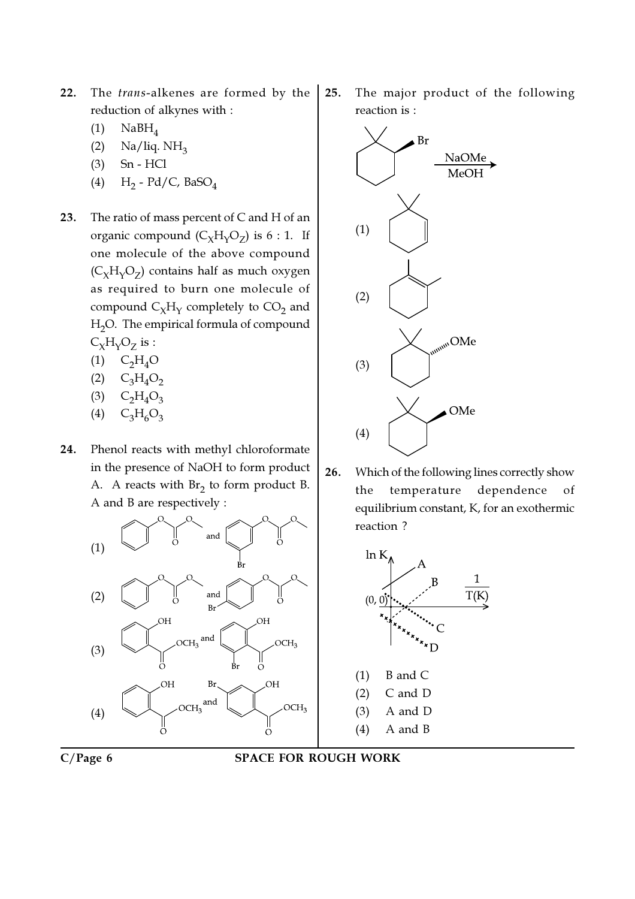22. The *trans*-alkenes are formed by the reduction of alkynes with :
    (1) $NaBH_4$
    (2) Na/liq. $NH_3$
    (3) Sn - HCl
    (4) $H_2$ - Pd/C, $BaSO_4$

23. The ratio of mass percent of C and H of an organic compound ($C_XH_YO_Z$) is 6 : 1. If one molecule of the above compound ($C_XH_YO_Z$) contains half as much oxygen as required to burn one molecule of compound $C_XH_Y$ completely to $CO_2$ and $H_2O$. The empirical formula of compound $C_XH_YO_Z$ is :
    (1) $C_2H_4O$
    (2) $C_3H_4O_2$
    (3) $C_2H_4O_3$
    (4) $C_3H_6O_3$

24. Phenol reacts with methyl chloroformate in the presence of NaOH to form product A. A reacts with $Br_2$ to form product B. A and B are respectively :
    (1) Phenyl methyl carbonate and (3-bromophenyl) methyl carbonate
    (2) Phenyl methyl carbonate and (4-bromophenyl) methyl carbonate
    (3) Methyl 2-hydroxybenzoate and methyl 3-bromo-2-hydroxybenzoate
    (4) Methyl 2-hydroxybenzoate and methyl 5-bromo-2-hydroxybenzoate

25. The major product of the following reaction is :

    2-Bromo-1,1-dimethylcyclohexane (Br on wedge) $\xrightarrow[\text{MeOH}]{\text{NaOMe}}$

    (1) 3,3-Dimethylcyclohexene
    (2) 1,2-Dimethylcyclohexene
    (3) 2-Methoxy-1,1-dimethylcyclohexane (OMe on hashed bond)
    (4) 2-Methoxy-1,1-dimethylcyclohexane (OMe on wedge)

26. Which of the following lines correctly show the temperature dependence of equilibrium constant, K, for an exothermic reaction ?

    [Graph: ln K vs $\frac{1}{T(K)}$, origin (0, 0), lines A, B, C, D]

    (1) B and C
    (2) C and D
    (3) A and D
    (4) A and B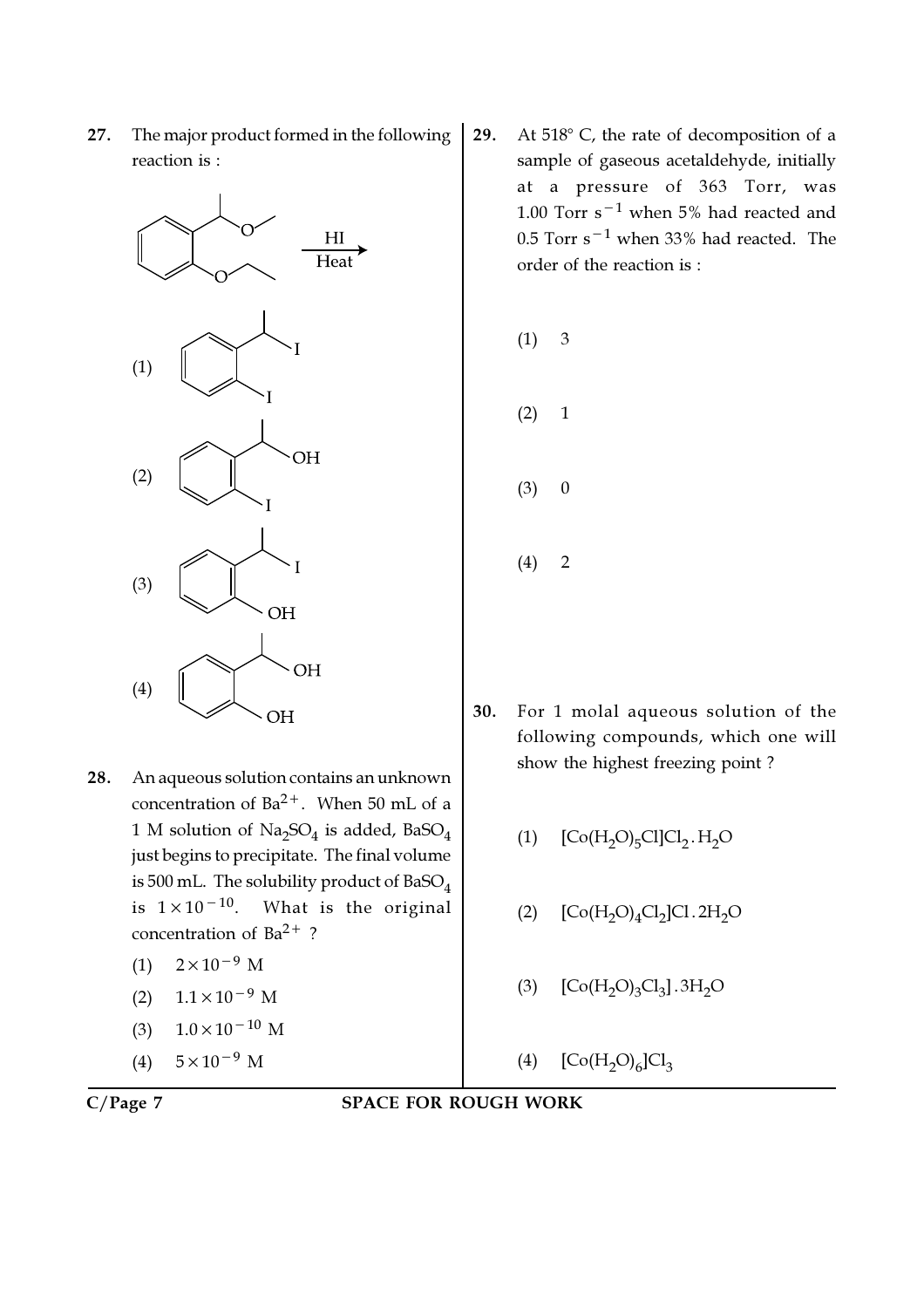**27.** The major product formed in the following reaction is :

(1)

(2)

(3)

(4)

**28.** An aqueous solution contains an unknown concentration of $Ba^{2+}$. When 50 mL of a 1 M solution of $Na_2SO_4$ is added, $BaSO_4$ just begins to precipitate. The final volume is 500 mL. The solubility product of $BaSO_4$ is $1 \times 10^{-10}$. What is the original concentration of $Ba^{2+}$ ?

(1) $2 \times 10^{-9}$ M

(2) $1.1 \times 10^{-9}$ M

(3) $1.0 \times 10^{-10}$ M

(4) $5 \times 10^{-9}$ M

**29.** At 518° C, the rate of decomposition of a sample of gaseous acetaldehyde, initially at a pressure of 363 Torr, was 1.00 Torr $s^{-1}$ when 5% had reacted and 0.5 Torr $s^{-1}$ when 33% had reacted. The order of the reaction is :

(1) 3

(2) 1

(3) 0

(4) 2

**30.** For 1 molal aqueous solution of the following compounds, which one will show the highest freezing point ?

(1) $[Co(H_2O)_5Cl]Cl_2 . H_2O$

(2) $[Co(H_2O)_4Cl_2]Cl . 2H_2O$

(3) $[Co(H_2O)_3Cl_3] . 3H_2O$

(4) $[Co(H_2O)_6]Cl_3$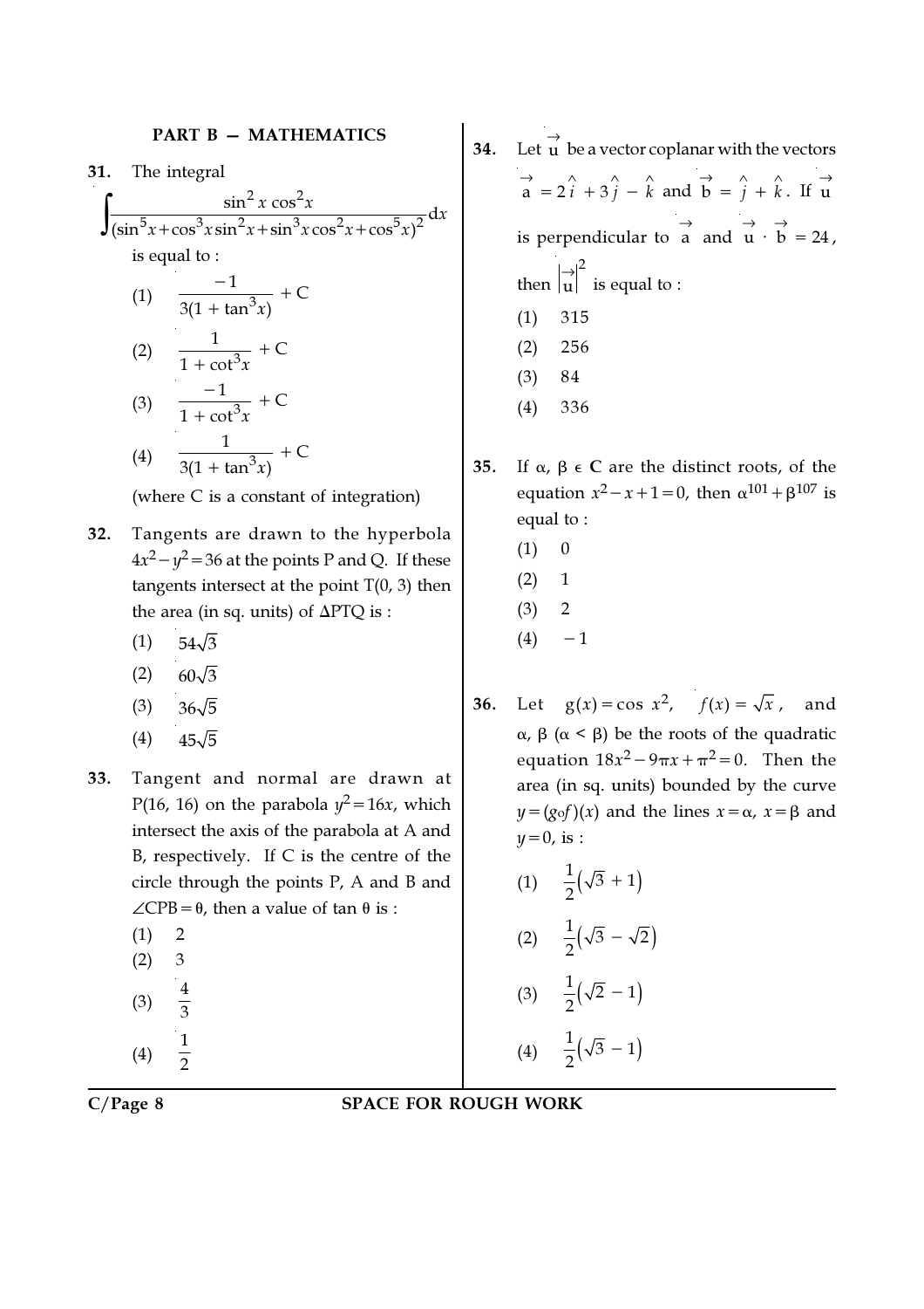## PART B — MATHEMATICS

**31.** The integral

$$\int \frac{\sin^2 x \cos^2 x}{(\sin^5 x + \cos^3 x \sin^2 x + \sin^3 x \cos^2 x + \cos^5 x)^2} dx$$

is equal to :

(1) $\frac{-1}{3(1+\tan^3 x)} + C$

(2) $\frac{1}{1+\cot^3 x} + C$

(3) $\frac{-1}{1+\cot^3 x} + C$

(4) $\frac{1}{3(1+\tan^3 x)} + C$

(where C is a constant of integration)

**32.** Tangents are drawn to the hyperbola $4x^2 - y^2 = 36$ at the points P and Q. If these tangents intersect at the point T(0, 3) then the area (in sq. units) of $\Delta$PTQ is :

(1) $54\sqrt{3}$

(2) $60\sqrt{3}$

(3) $36\sqrt{5}$

(4) $45\sqrt{5}$

**33.** Tangent and normal are drawn at P(16, 16) on the parabola $y^2 = 16x$, which intersect the axis of the parabola at A and B, respectively. If C is the centre of the circle through the points P, A and B and $\angle CPB = \theta$, then a value of $\tan \theta$ is :

(1) 2

(2) 3

(3) $\frac{4}{3}$

(4) $\frac{1}{2}$

**34.** Let $\vec{u}$ be a vector coplanar with the vectors $\vec{a} = 2\hat{i} + 3\hat{j} - \hat{k}$ and $\vec{b} = \hat{j} + \hat{k}$. If $\vec{u}$ is perpendicular to $\vec{a}$ and $\vec{u} \cdot \vec{b} = 24$, then $|\vec{u}|^2$ is equal to :

(1) 315

(2) 256

(3) 84

(4) 336

**35.** If $\alpha, \beta \in \mathbf{C}$ are the distinct roots, of the equation $x^2 - x + 1 = 0$, then $\alpha^{101} + \beta^{107}$ is equal to :

(1) 0

(2) 1

(3) 2

(4) $-1$

**36.** Let $g(x) = \cos x^2$, $f(x) = \sqrt{x}$, and $\alpha, \beta$ $(\alpha < \beta)$ be the roots of the quadratic equation $18x^2 - 9\pi x + \pi^2 = 0$. Then the area (in sq. units) bounded by the curve $y = (g \circ f)(x)$ and the lines $x = \alpha$, $x = \beta$ and $y = 0$, is :

(1) $\frac{1}{2}(\sqrt{3} + 1)$

(2) $\frac{1}{2}(\sqrt{3} - \sqrt{2})$

(3) $\frac{1}{2}(\sqrt{2} - 1)$

(4) $\frac{1}{2}(\sqrt{3} - 1)$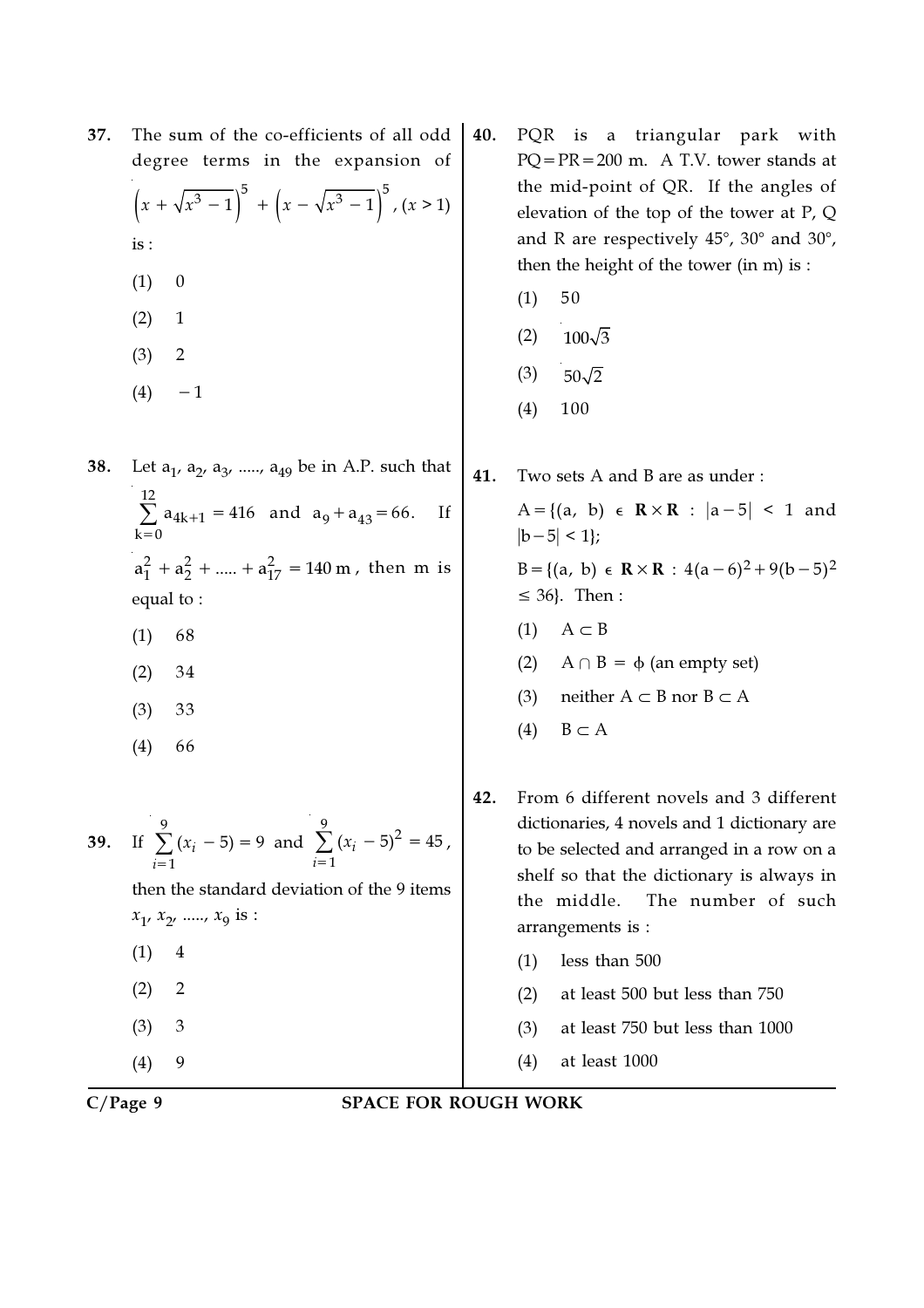**37.** The sum of the co-efficients of all odd degree terms in the expansion of $\left(x+\sqrt{x^3-1}\right)^5+\left(x-\sqrt{x^3-1}\right)^5$, $(x>1)$ is :

(1) 0

(2) 1

(3) 2

(4) $-1$

**38.** Let $a_1, a_2, a_3, \ldots, a_{49}$ be in A.P. such that $\sum_{k=0}^{12} a_{4k+1} = 416$ and $a_9 + a_{43} = 66$. If $a_1^2 + a_2^2 + \ldots + a_{17}^2 = 140\,m$, then m is equal to :

(1) 68

(2) 34

(3) 33

(4) 66

**39.** If $\sum_{i=1}^{9}(x_i-5)=9$ and $\sum_{i=1}^{9}(x_i-5)^2=45$, then the standard deviation of the 9 items $x_1, x_2, \ldots, x_9$ is :

(1) 4

(2) 2

(3) 3

(4) 9

**40.** PQR is a triangular park with PQ = PR = 200 m. A T.V. tower stands at the mid-point of QR. If the angles of elevation of the top of the tower at P, Q and R are respectively 45°, 30° and 30°, then the height of the tower (in m) is :

(1) 50

(2) $100\sqrt{3}$

(3) $50\sqrt{2}$

(4) 100

**41.** Two sets A and B are as under :

$A = \{(a, b) \in \mathbf{R} \times \mathbf{R} : |a-5| < 1$ and $|b-5| < 1\}$;

$B = \{(a, b) \in \mathbf{R} \times \mathbf{R} : 4(a-6)^2 + 9(b-5)^2 \leq 36\}$. Then :

(1) $A \subset B$

(2) $A \cap B = \phi$ (an empty set)

(3) neither $A \subset B$ nor $B \subset A$

(4) $B \subset A$

**42.** From 6 different novels and 3 different dictionaries, 4 novels and 1 dictionary are to be selected and arranged in a row on a shelf so that the dictionary is always in the middle. The number of such arrangements is :

(1) less than 500

(2) at least 500 but less than 750

(3) at least 750 but less than 1000

(4) at least 1000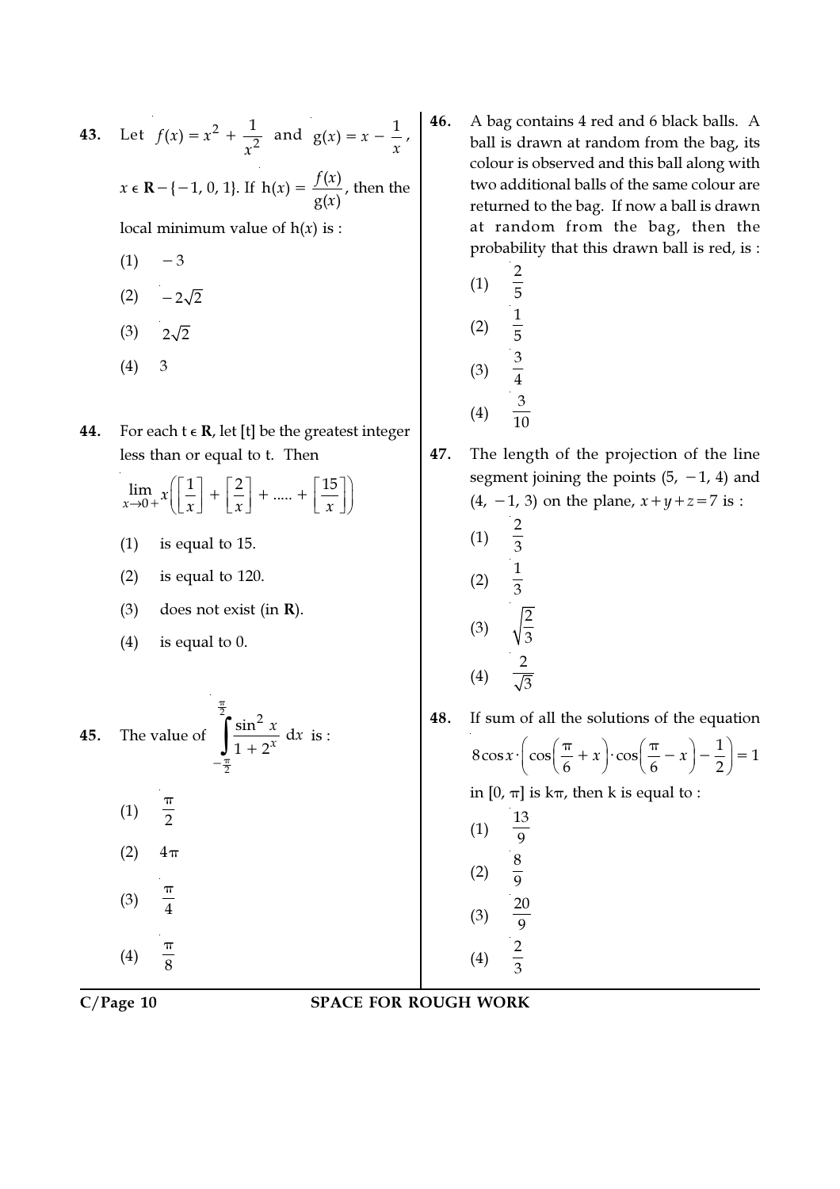**43.** Let $f(x) = x^2 + \frac{1}{x^2}$ and $g(x) = x - \frac{1}{x}$, $x \in \mathbf{R} - \{-1, 0, 1\}$. If $h(x) = \frac{f(x)}{g(x)}$, then the local minimum value of $h(x)$ is :

(1) $-3$

(2) $-2\sqrt{2}$

(3) $2\sqrt{2}$

(4) $3$

**44.** For each $t \in \mathbf{R}$, let $[t]$ be the greatest integer less than or equal to $t$. Then

$$\lim_{x \to 0+} x\left(\left[\frac{1}{x}\right] + \left[\frac{2}{x}\right] + \ldots\ldots + \left[\frac{15}{x}\right]\right)$$

(1) is equal to 15.

(2) is equal to 120.

(3) does not exist (in $\mathbf{R}$).

(4) is equal to 0.

**45.** The value of $\int_{-\frac{\pi}{2}}^{\frac{\pi}{2}} \frac{\sin^2 x}{1 + 2^x} \, dx$ is :

(1) $\frac{\pi}{2}$

(2) $4\pi$

(3) $\frac{\pi}{4}$

(4) $\frac{\pi}{8}$

**46.** A bag contains 4 red and 6 black balls. A ball is drawn at random from the bag, its colour is observed and this ball along with two additional balls of the same colour are returned to the bag. If now a ball is drawn at random from the bag, then the probability that this drawn ball is red, is :

(1) $\frac{2}{5}$

(2) $\frac{1}{5}$

(3) $\frac{3}{4}$

(4) $\frac{3}{10}$

**47.** The length of the projection of the line segment joining the points $(5, -1, 4)$ and $(4, -1, 3)$ on the plane, $x + y + z = 7$ is :

(1) $\frac{2}{3}$

(2) $\frac{1}{3}$

(3) $\sqrt{\frac{2}{3}}$

(4) $\frac{2}{\sqrt{3}}$

**48.** If sum of all the solutions of the equation

$$8\cos x \cdot \left(\cos\left(\frac{\pi}{6} + x\right) \cdot \cos\left(\frac{\pi}{6} - x\right) - \frac{1}{2}\right) = 1$$

in $[0, \pi]$ is $k\pi$, then k is equal to :

(1) $\frac{13}{9}$

(2) $\frac{8}{9}$

(3) $\frac{20}{9}$

(4) $\frac{2}{3}$

SPACE FOR ROUGH WORK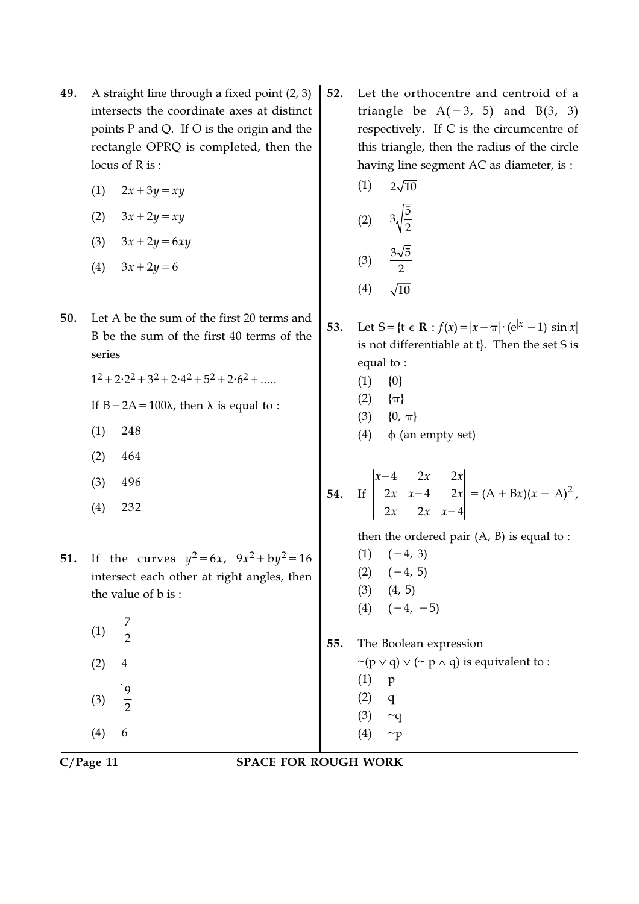**49.** A straight line through a fixed point (2, 3) intersects the coordinate axes at distinct points P and Q. If O is the origin and the rectangle OPRQ is completed, then the locus of R is :

(1) $2x+3y=xy$

(2) $3x+2y=xy$

(3) $3x+2y=6xy$

(4) $3x+2y=6$

**50.** Let A be the sum of the first 20 terms and B be the sum of the first 40 terms of the series

$1^2+2\cdot2^2+3^2+2\cdot4^2+5^2+2\cdot6^2+.....$

If $B-2A=100\lambda$, then $\lambda$ is equal to :

(1) 248

(2) 464

(3) 496

(4) 232

**51.** If the curves $y^2=6x$, $9x^2+by^2=16$ intersect each other at right angles, then the value of b is :

(1) $\frac{7}{2}$

(2) 4

(3) $\frac{9}{2}$

(4) 6

**52.** Let the orthocentre and centroid of a triangle be A(−3, 5) and B(3, 3) respectively. If C is the circumcentre of this triangle, then the radius of the circle having line segment AC as diameter, is :

(1) $2\sqrt{10}$

(2) $3\sqrt{\frac{5}{2}}$

(3) $\frac{3\sqrt{5}}{2}$

(4) $\sqrt{10}$

**53.** Let $S=\{t \in \mathbf{R} : f(x)=|x-\pi|\cdot(e^{|x|}-1)\sin|x|$ is not differentiable at t}. Then the set S is equal to :

(1) {0}

(2) {π}

(3) {0, π}

(4) ϕ (an empty set)

**54.** If $\begin{vmatrix} x-4 & 2x & 2x \\ 2x & x-4 & 2x \\ 2x & 2x & x-4 \end{vmatrix} = (A+Bx)(x-A)^2$,

then the ordered pair (A, B) is equal to :

(1) (−4, 3)

(2) (−4, 5)

(3) (4, 5)

(4) (−4, −5)

**55.** The Boolean expression

$\sim(p \vee q) \vee (\sim p \wedge q)$ is equivalent to :

(1) p

(2) q

(3) ~q

(4) ~p

SPACE FOR ROUGH WORK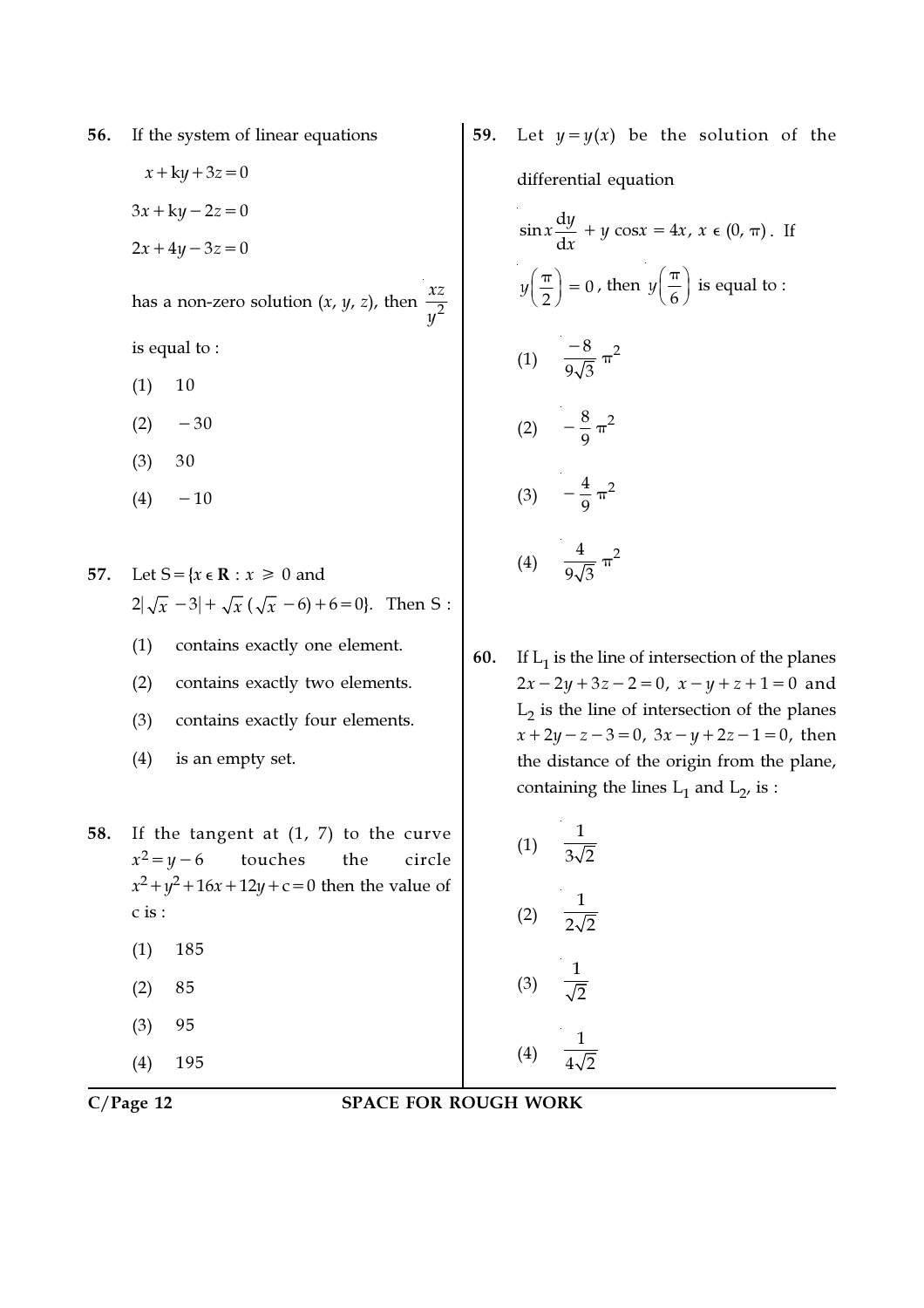**56.** If the system of linear equations

$$x + ky + 3z = 0$$

$$3x + ky - 2z = 0$$

$$2x + 4y - 3z = 0$$

has a non-zero solution $(x, y, z)$, then $\frac{xz}{y^2}$ is equal to :

(1) 10

(2) $-30$

(3) 30

(4) $-10$

**57.** Let $S = \{x \in \mathbf{R} : x \geq 0$ and $2|\sqrt{x} - 3| + \sqrt{x}(\sqrt{x} - 6) + 6 = 0\}$. Then S :

(1) contains exactly one element.

(2) contains exactly two elements.

(3) contains exactly four elements.

(4) is an empty set.

**58.** If the tangent at (1, 7) to the curve $x^2 = y - 6$ touches the circle $x^2 + y^2 + 16x + 12y + c = 0$ then the value of c is :

(1) 185

(2) 85

(3) 95

(4) 195

**59.** Let $y = y(x)$ be the solution of the differential equation

$$\sin x \frac{dy}{dx} + y \cos x = 4x,\ x \in (0, \pi).$$

If $y\left(\frac{\pi}{2}\right) = 0$, then $y\left(\frac{\pi}{6}\right)$ is equal to :

(1) $\frac{-8}{9\sqrt{3}}\pi^2$

(2) $-\frac{8}{9}\pi^2$

(3) $-\frac{4}{9}\pi^2$

(4) $\frac{4}{9\sqrt{3}}\pi^2$

**60.** If $L_1$ is the line of intersection of the planes $2x - 2y + 3z - 2 = 0$, $x - y + z + 1 = 0$ and $L_2$ is the line of intersection of the planes $x + 2y - z - 3 = 0$, $3x - y + 2z - 1 = 0$, then the distance of the origin from the plane, containing the lines $L_1$ and $L_2$, is :

(1) $\frac{1}{3\sqrt{2}}$

(2) $\frac{1}{2\sqrt{2}}$

(3) $\frac{1}{\sqrt{2}}$

(4) $\frac{1}{4\sqrt{2}}$

SPACE FOR ROUGH WORK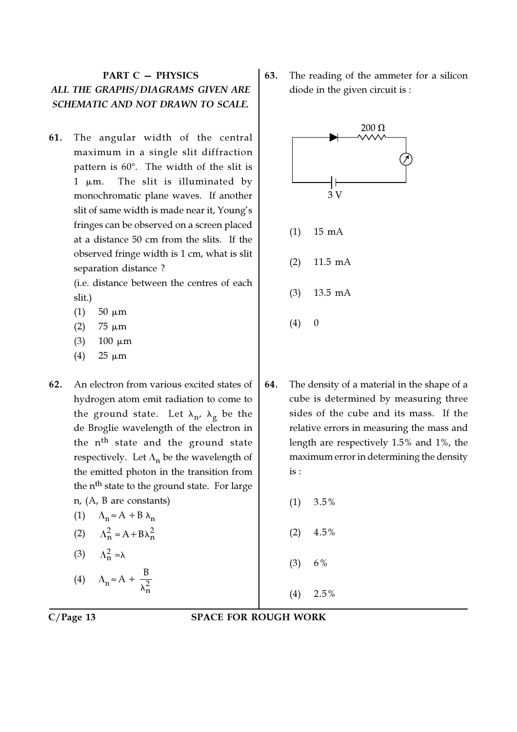## PART C — PHYSICS

***ALL THE GRAPHS/DIAGRAMS GIVEN ARE SCHEMATIC AND NOT DRAWN TO SCALE.***

**61.** The angular width of the central maximum in a single slit diffraction pattern is 60°. The width of the slit is 1 $\mu$m. The slit is illuminated by monochromatic plane waves. If another slit of same width is made near it, Young's fringes can be observed on a screen placed at a distance 50 cm from the slits. If the observed fringe width is 1 cm, what is slit separation distance ?

(i.e. distance between the centres of each slit.)

(1) 50 $\mu$m

(2) 75 $\mu$m

(3) 100 $\mu$m

(4) 25 $\mu$m

**62.** An electron from various excited states of hydrogen atom emit radiation to come to the ground state. Let $\lambda_n$, $\lambda_g$ be the de Broglie wavelength of the electron in the $n^{th}$ state and the ground state respectively. Let $\Lambda_n$ be the wavelength of the emitted photon in the transition from the $n^{th}$ state to the ground state. For large n, (A, B are constants)

(1) $\Lambda_n \approx A + B\,\lambda_n$

(2) $\Lambda_n^2 \approx A + B\lambda_n^2$

(3) $\Lambda_n^2 \approx \lambda$

(4) $\Lambda_n \approx A + \dfrac{B}{\lambda_n^2}$

**63.** The reading of the ammeter for a silicon diode in the given circuit is :

(1) 15 mA

(2) 11.5 mA

(3) 13.5 mA

(4) 0

**64.** The density of a material in the shape of a cube is determined by measuring three sides of the cube and its mass. If the relative errors in measuring the mass and length are respectively 1.5% and 1%, the maximum error in determining the density is :

(1) 3.5%

(2) 4.5%

(3) 6%

(4) 2.5%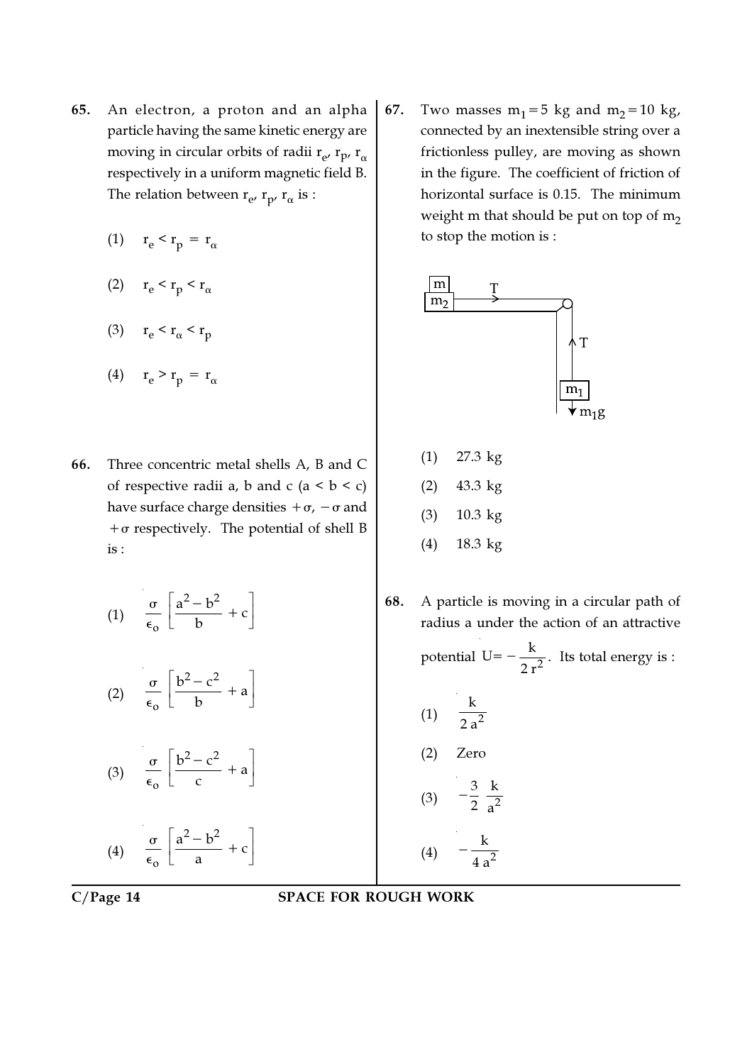**65.** An electron, a proton and an alpha particle having the same kinetic energy are moving in circular orbits of radii $r_e$, $r_p$, $r_\alpha$ respectively in a uniform magnetic field B. The relation between $r_e$, $r_p$, $r_\alpha$ is :

(1) $r_e < r_p = r_\alpha$

(2) $r_e < r_p < r_\alpha$

(3) $r_e < r_\alpha < r_p$

(4) $r_e > r_p = r_\alpha$

**66.** Three concentric metal shells A, B and C of respective radii a, b and c (a < b < c) have surface charge densities $+\sigma$, $-\sigma$ and $+\sigma$ respectively. The potential of shell B is :

(1) $\frac{\sigma}{\epsilon_o}\left[\frac{a^2-b^2}{b}+c\right]$

(2) $\frac{\sigma}{\epsilon_o}\left[\frac{b^2-c^2}{b}+a\right]$

(3) $\frac{\sigma}{\epsilon_o}\left[\frac{b^2-c^2}{c}+a\right]$

(4) $\frac{\sigma}{\epsilon_o}\left[\frac{a^2-b^2}{a}+c\right]$

**67.** Two masses $m_1 = 5$ kg and $m_2 = 10$ kg, connected by an inextensible string over a frictionless pulley, are moving as shown in the figure. The coefficient of friction of horizontal surface is 0.15. The minimum weight m that should be put on top of $m_2$ to stop the motion is :

(1) 27.3 kg

(2) 43.3 kg

(3) 10.3 kg

(4) 18.3 kg

**68.** A particle is moving in a circular path of radius a under the action of an attractive potential $U = -\frac{k}{2r^2}$. Its total energy is :

(1) $\frac{k}{2a^2}$

(2) Zero

(3) $-\frac{3}{2}\frac{k}{a^2}$

(4) $-\frac{k}{4a^2}$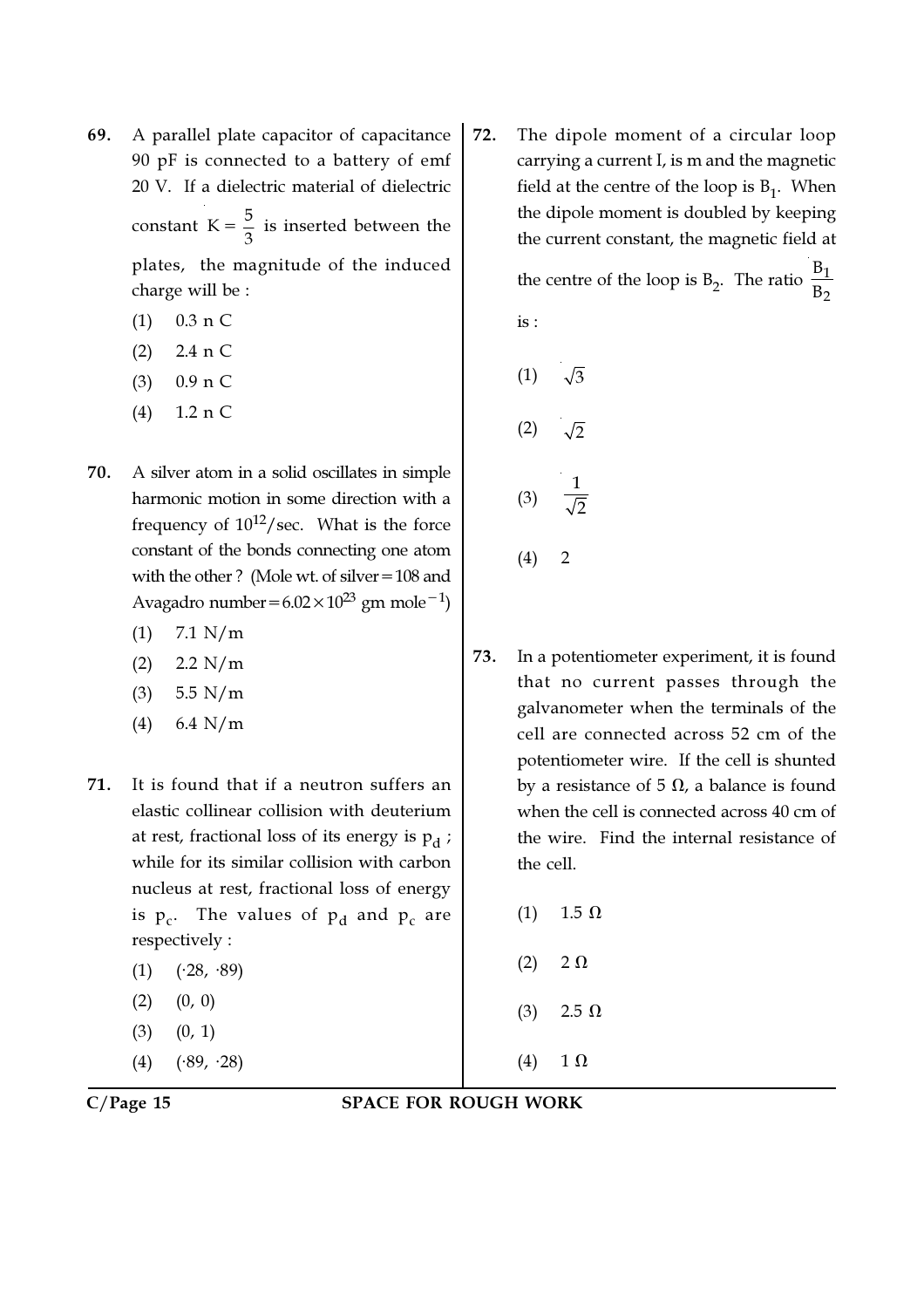69. A parallel plate capacitor of capacitance 90 pF is connected to a battery of emf 20 V. If a dielectric material of dielectric constant $K = \frac{5}{3}$ is inserted between the plates, the magnitude of the induced charge will be :

    (1) 0.3 n C
    (2) 2.4 n C
    (3) 0.9 n C
    (4) 1.2 n C

70. A silver atom in a solid oscillates in simple harmonic motion in some direction with a frequency of $10^{12}$/sec. What is the force constant of the bonds connecting one atom with the other ? (Mole wt. of silver = 108 and Avagadro number = $6.02 \times 10^{23}$ gm mole$^{-1}$)

    (1) 7.1 N/m
    (2) 2.2 N/m
    (3) 5.5 N/m
    (4) 6.4 N/m

71. It is found that if a neutron suffers an elastic collinear collision with deuterium at rest, fractional loss of its energy is $p_d$ ; while for its similar collision with carbon nucleus at rest, fractional loss of energy is $p_c$. The values of $p_d$ and $p_c$ are respectively :

    (1) (·28, ·89)
    (2) (0, 0)
    (3) (0, 1)
    (4) (·89, ·28)

72. The dipole moment of a circular loop carrying a current I, is m and the magnetic field at the centre of the loop is $B_1$. When the dipole moment is doubled by keeping the current constant, the magnetic field at the centre of the loop is $B_2$. The ratio $\frac{B_1}{B_2}$ is :

    (1) $\sqrt{3}$
    (2) $\sqrt{2}$
    (3) $\frac{1}{\sqrt{2}}$
    (4) 2

73. In a potentiometer experiment, it is found that no current passes through the galvanometer when the terminals of the cell are connected across 52 cm of the potentiometer wire. If the cell is shunted by a resistance of 5 Ω, a balance is found when the cell is connected across 40 cm of the wire. Find the internal resistance of the cell.

    (1) 1.5 Ω
    (2) 2 Ω
    (3) 2.5 Ω
    (4) 1 Ω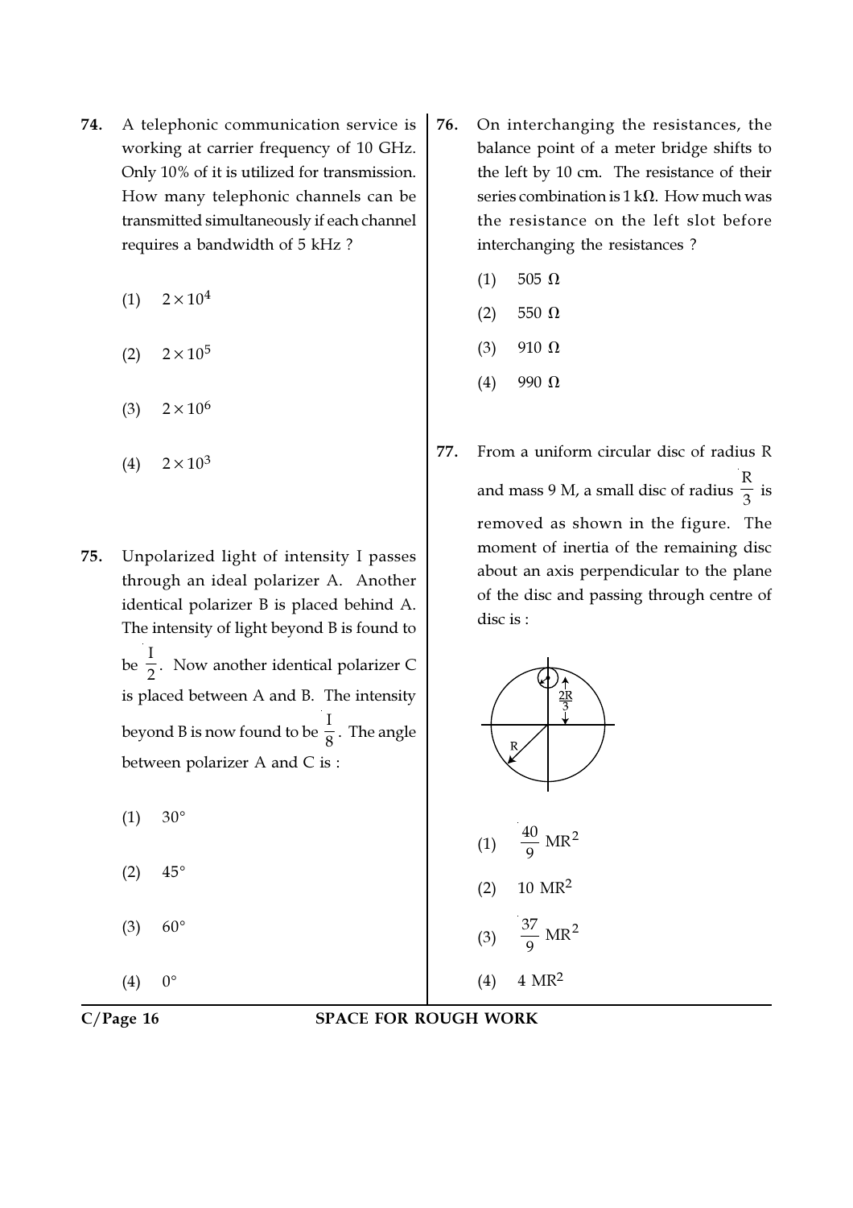**74.** A telephonic communication service is working at carrier frequency of 10 GHz. Only 10% of it is utilized for transmission. How many telephonic channels can be transmitted simultaneously if each channel requires a bandwidth of 5 kHz ?

(1) $2 \times 10^4$

(2) $2 \times 10^5$

(3) $2 \times 10^6$

(4) $2 \times 10^3$

**75.** Unpolarized light of intensity I passes through an ideal polarizer A. Another identical polarizer B is placed behind A. The intensity of light beyond B is found to be $\frac{I}{2}$. Now another identical polarizer C is placed between A and B. The intensity beyond B is now found to be $\frac{I}{8}$. The angle between polarizer A and C is :

(1) 30°

(2) 45°

(3) 60°

(4) 0°

**76.** On interchanging the resistances, the balance point of a meter bridge shifts to the left by 10 cm. The resistance of their series combination is 1 kΩ. How much was the resistance on the left slot before interchanging the resistances ?

(1) 505 Ω

(2) 550 Ω

(3) 910 Ω

(4) 990 Ω

**77.** From a uniform circular disc of radius R and mass 9 M, a small disc of radius $\frac{R}{3}$ is removed as shown in the figure. The moment of inertia of the remaining disc about an axis perpendicular to the plane of the disc and passing through centre of disc is :

(1) $\frac{40}{9} MR^2$

(2) $10\ MR^2$

(3) $\frac{37}{9} MR^2$

(4) $4\ MR^2$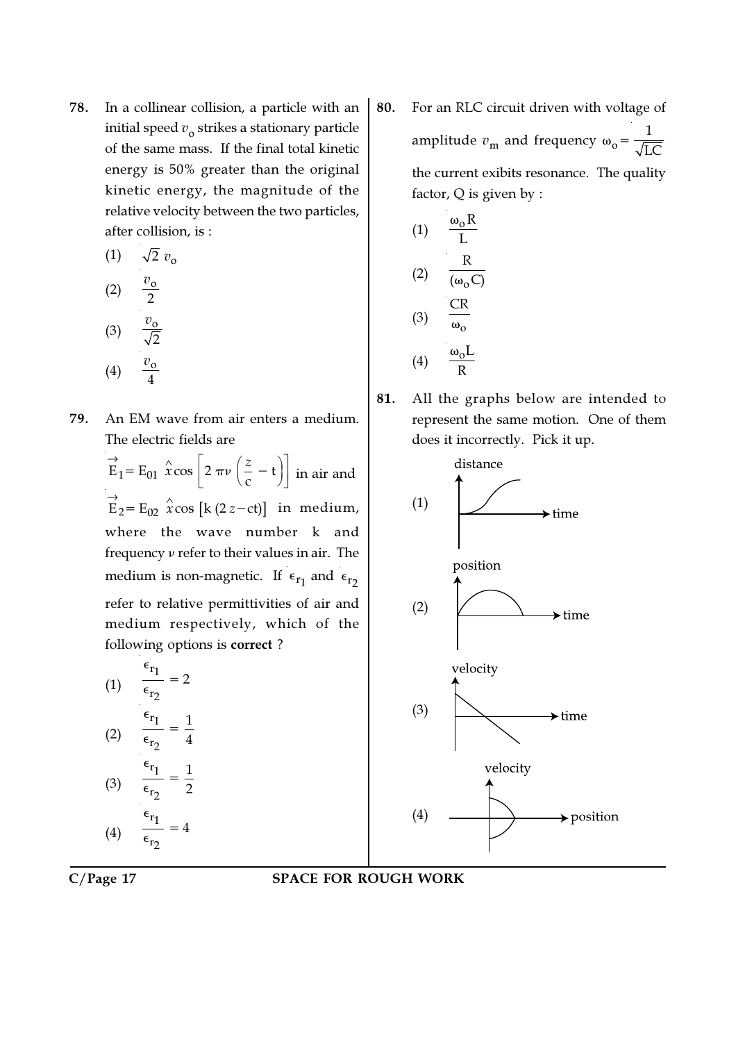**78.** In a collinear collision, a particle with an initial speed $v_o$ strikes a stationary particle of the same mass. If the final total kinetic energy is 50% greater than the original kinetic energy, the magnitude of the relative velocity between the two particles, after collision, is :

(1) $\sqrt{2}\, v_o$

(2) $\frac{v_o}{2}$

(3) $\frac{v_o}{\sqrt{2}}$

(4) $\frac{v_o}{4}$

**79.** An EM wave from air enters a medium. The electric fields are $\vec{E}_1 = E_{01}\ \hat{x} \cos\left[2\pi\nu\left(\frac{z}{c} - t\right)\right]$ in air and $\vec{E}_2 = E_{02}\ \hat{x} \cos\left[k\,(2z - ct)\right]$ in medium, where the wave number k and frequency $\nu$ refer to their values in air. The medium is non-magnetic. If $\epsilon_{r_1}$ and $\epsilon_{r_2}$ refer to relative permittivities of air and medium respectively, which of the following options is **correct** ?

(1) $\frac{\epsilon_{r_1}}{\epsilon_{r_2}} = 2$

(2) $\frac{\epsilon_{r_1}}{\epsilon_{r_2}} = \frac{1}{4}$

(3) $\frac{\epsilon_{r_1}}{\epsilon_{r_2}} = \frac{1}{2}$

(4) $\frac{\epsilon_{r_1}}{\epsilon_{r_2}} = 4$

**80.** For an RLC circuit driven with voltage of amplitude $v_m$ and frequency $\omega_o = \frac{1}{\sqrt{LC}}$ the current exibits resonance. The quality factor, Q is given by :

(1) $\frac{\omega_o R}{L}$

(2) $\frac{R}{(\omega_o C)}$

(3) $\frac{CR}{\omega_o}$

(4) $\frac{\omega_o L}{R}$

**81.** All the graphs below are intended to represent the same motion. One of them does it incorrectly. Pick it up.

(1) distance vs time

(2) position vs time

(3) velocity vs time

(4) velocity vs position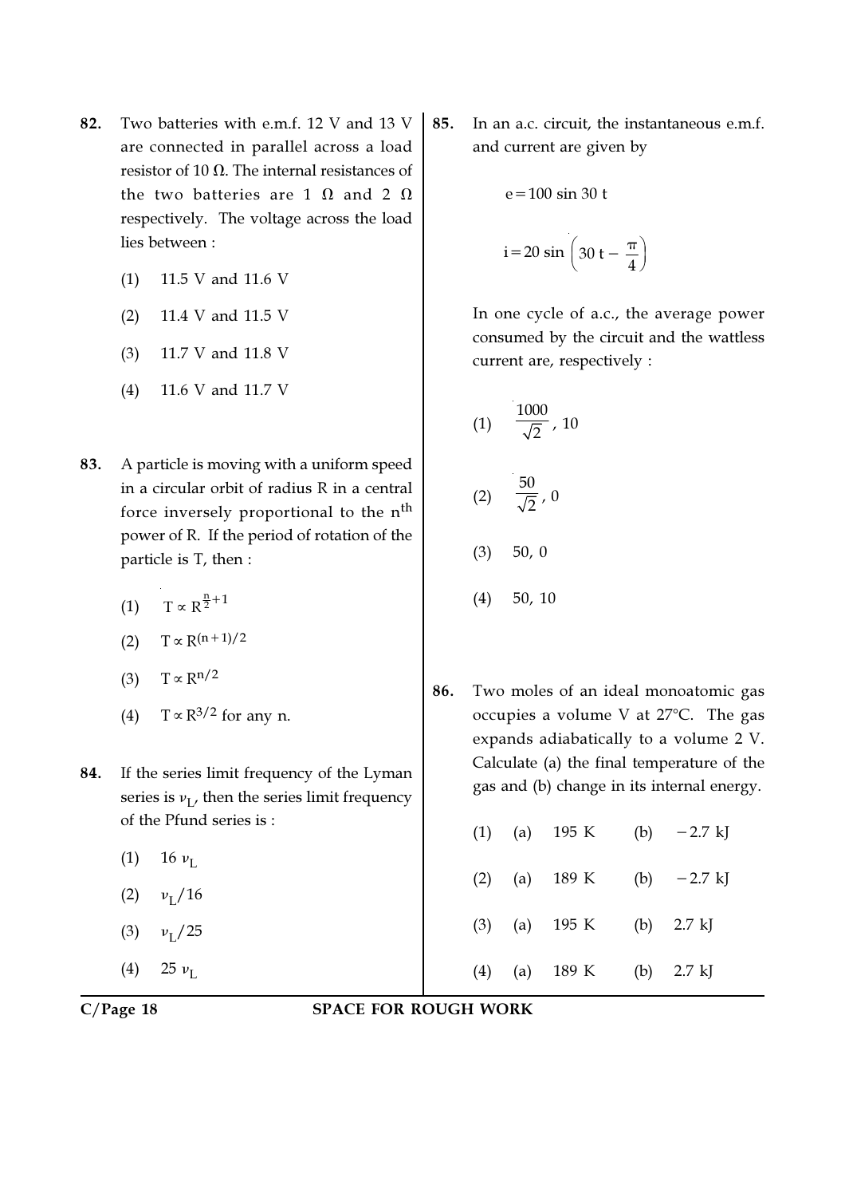82. Two batteries with e.m.f. 12 V and 13 V are connected in parallel across a load resistor of 10 Ω. The internal resistances of the two batteries are 1 Ω and 2 Ω respectively. The voltage across the load lies between :

(1) 11.5 V and 11.6 V

(2) 11.4 V and 11.5 V

(3) 11.7 V and 11.8 V

(4) 11.6 V and 11.7 V

83. A particle is moving with a uniform speed in a circular orbit of radius R in a central force inversely proportional to the $n^{th}$ power of R. If the period of rotation of the particle is T, then :

(1) $T \propto R^{\frac{n}{2}+1}$

(2) $T \propto R^{(n+1)/2}$

(3) $T \propto R^{n/2}$

(4) $T \propto R^{3/2}$ for any n.

84. If the series limit frequency of the Lyman series is $\nu_L$, then the series limit frequency of the Pfund series is :

(1) $16\ \nu_L$

(2) $\nu_L/16$

(3) $\nu_L/25$

(4) $25\ \nu_L$

85. In an a.c. circuit, the instantaneous e.m.f. and current are given by

$$e = 100 \sin 30\, t$$

$$i = 20 \sin \left( 30\, t - \frac{\pi}{4} \right)$$

In one cycle of a.c., the average power consumed by the circuit and the wattless current are, respectively :

(1) $\frac{1000}{\sqrt{2}}$, 10

(2) $\frac{50}{\sqrt{2}}$, 0

(3) 50, 0

(4) 50, 10

86. Two moles of an ideal monoatomic gas occupies a volume V at 27°C. The gas expands adiabatically to a volume 2 V. Calculate (a) the final temperature of the gas and (b) change in its internal energy.

(1) (a) 195 K (b) −2.7 kJ

(2) (a) 189 K (b) −2.7 kJ

(3) (a) 195 K (b) 2.7 kJ

(4) (a) 189 K (b) 2.7 kJ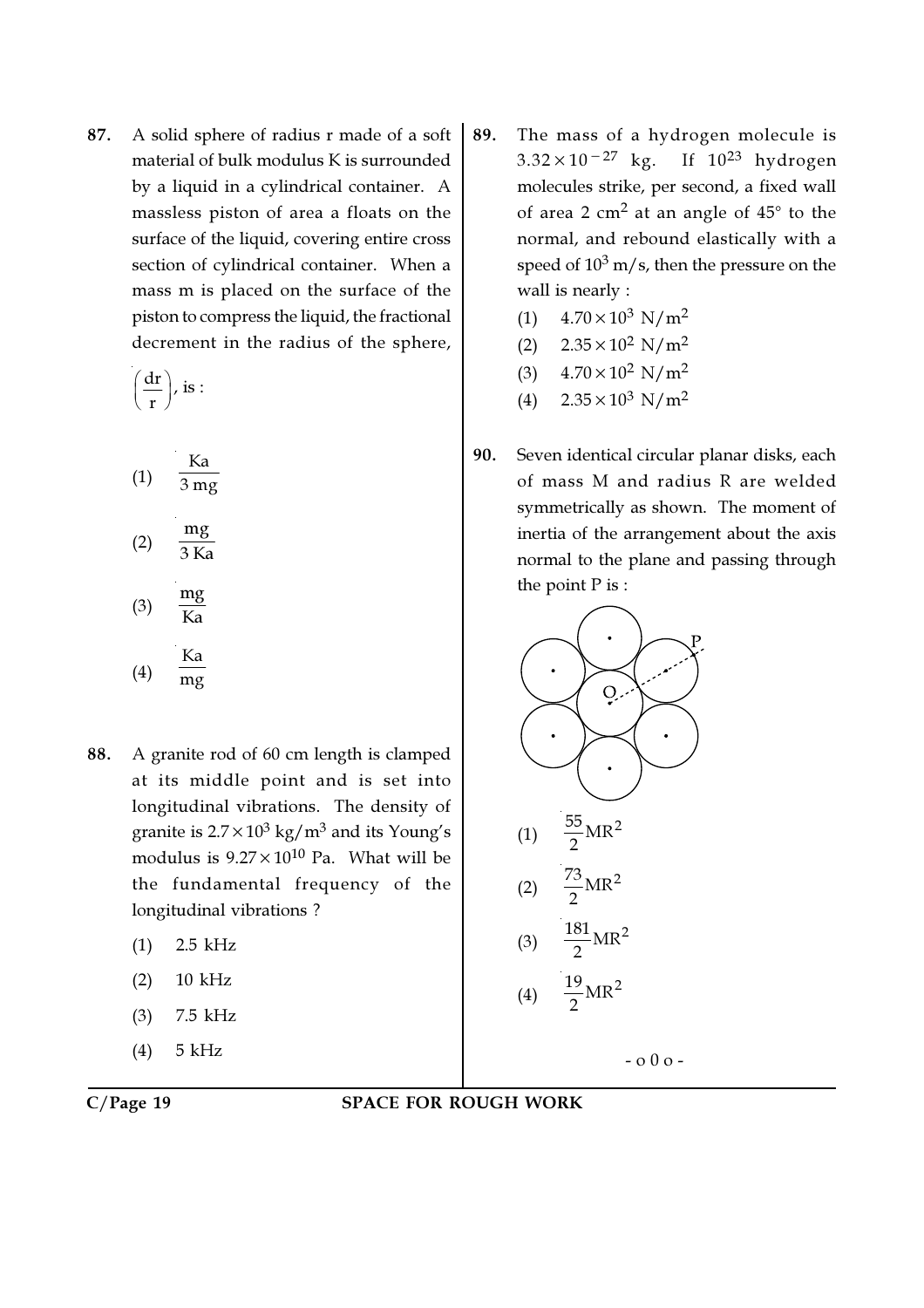87. A solid sphere of radius r made of a soft material of bulk modulus K is surrounded by a liquid in a cylindrical container. A massless piston of area a floats on the surface of the liquid, covering entire cross section of cylindrical container. When a mass m is placed on the surface of the piston to compress the liquid, the fractional decrement in the radius of the sphere, $\left(\frac{dr}{r}\right)$, is :

(1) $\frac{Ka}{3\,mg}$

(2) $\frac{mg}{3\,Ka}$

(3) $\frac{mg}{Ka}$

(4) $\frac{Ka}{mg}$

88. A granite rod of 60 cm length is clamped at its middle point and is set into longitudinal vibrations. The density of granite is $2.7 \times 10^3$ kg/m$^3$ and its Young's modulus is $9.27 \times 10^{10}$ Pa. What will be the fundamental frequency of the longitudinal vibrations ?

(1) 2.5 kHz

(2) 10 kHz

(3) 7.5 kHz

(4) 5 kHz

89. The mass of a hydrogen molecule is $3.32 \times 10^{-27}$ kg. If $10^{23}$ hydrogen molecules strike, per second, a fixed wall of area 2 cm$^2$ at an angle of 45° to the normal, and rebound elastically with a speed of $10^3$ m/s, then the pressure on the wall is nearly :

(1) $4.70 \times 10^3$ N/m$^2$

(2) $2.35 \times 10^2$ N/m$^2$

(3) $4.70 \times 10^2$ N/m$^2$

(4) $2.35 \times 10^3$ N/m$^2$

90. Seven identical circular planar disks, each of mass M and radius R are welded symmetrically as shown. The moment of inertia of the arrangement about the axis normal to the plane and passing through the point P is :

(1) $\frac{55}{2}MR^2$

(2) $\frac{73}{2}MR^2$

(3) $\frac{181}{2}MR^2$

(4) $\frac{19}{2}MR^2$

- o 0 o -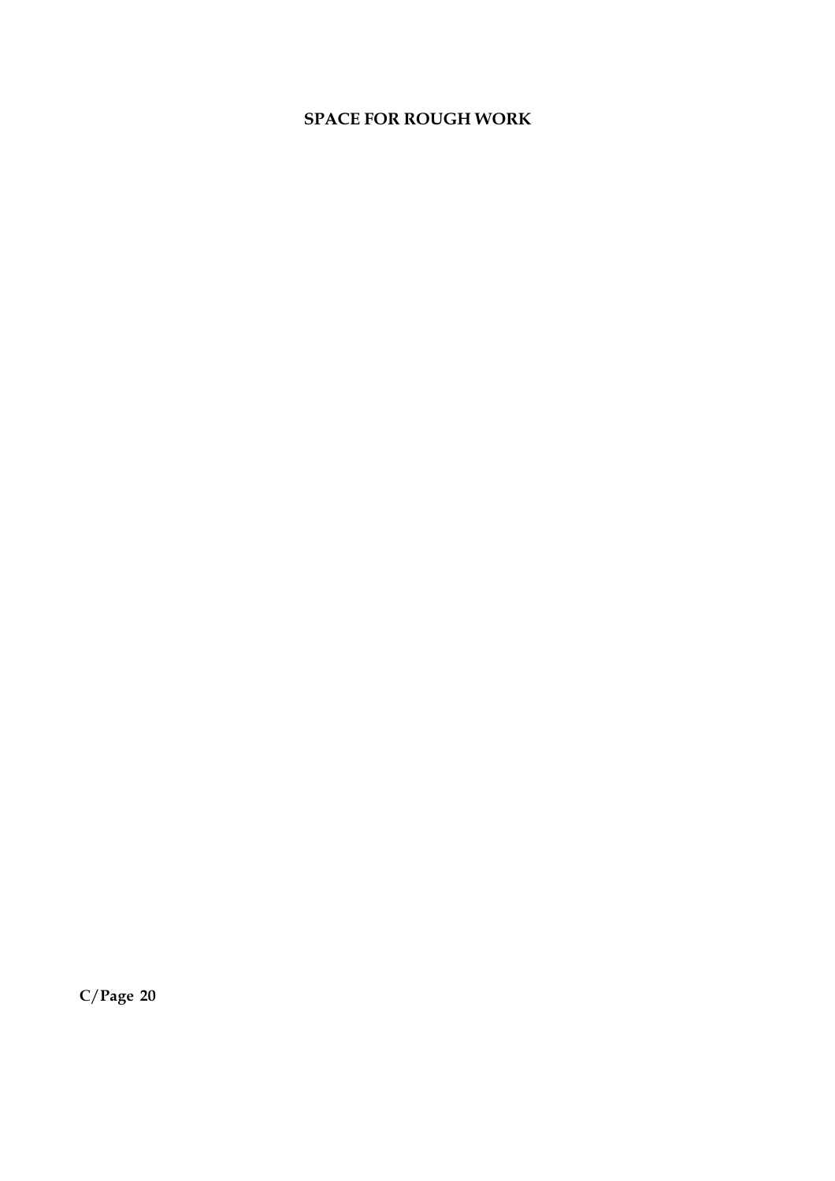**SPACE FOR ROUGH WORK**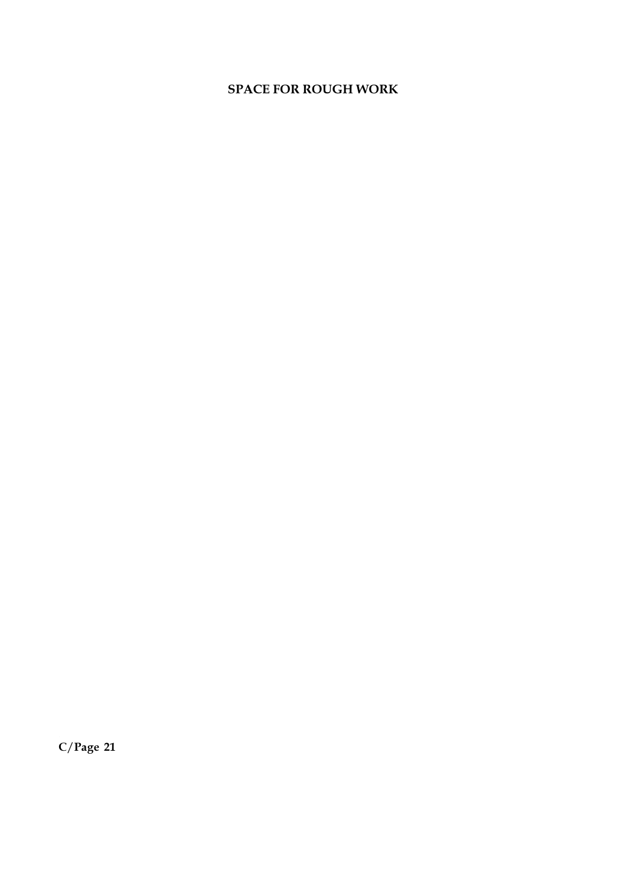**SPACE FOR ROUGH WORK**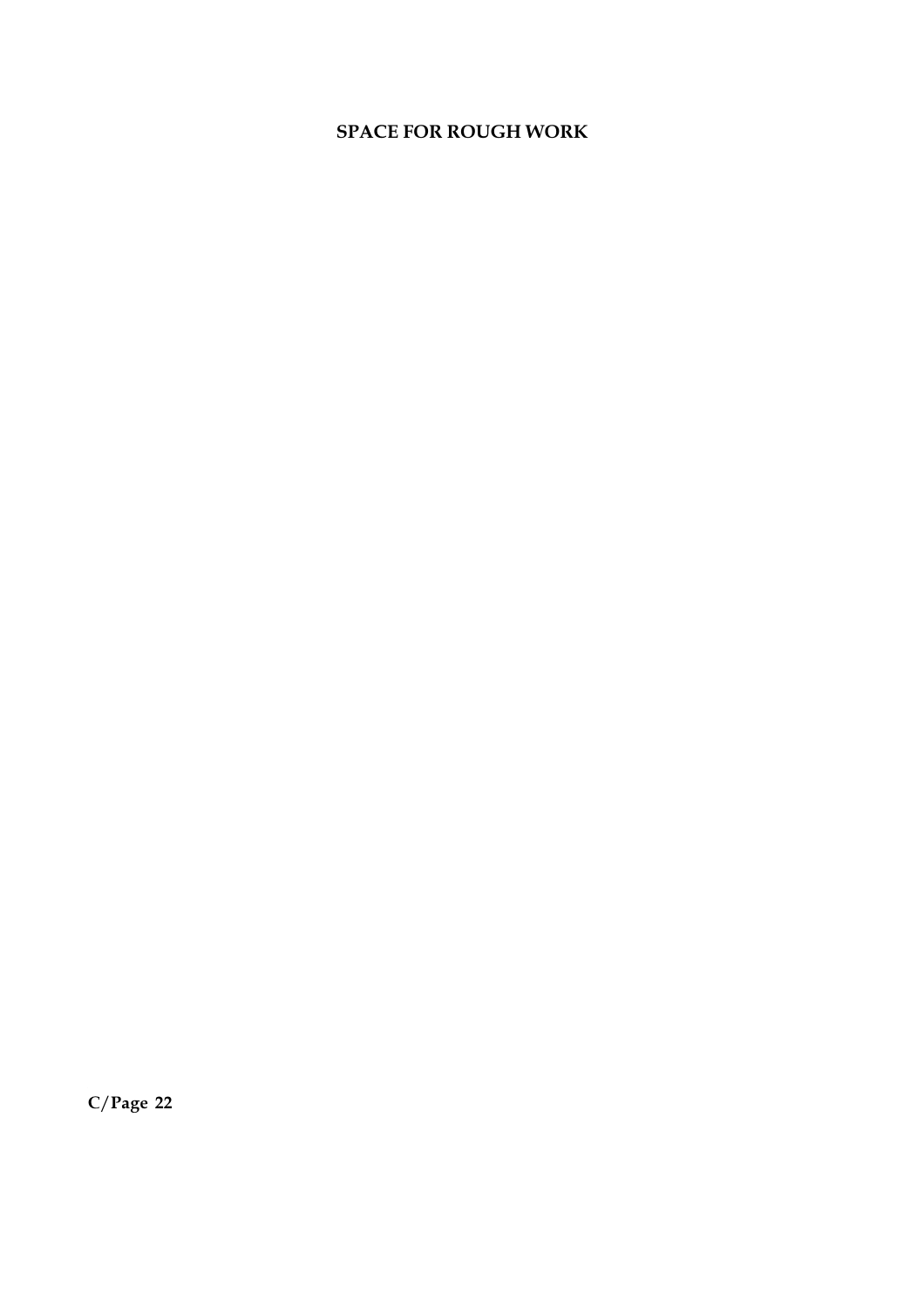**SPACE FOR ROUGH WORK**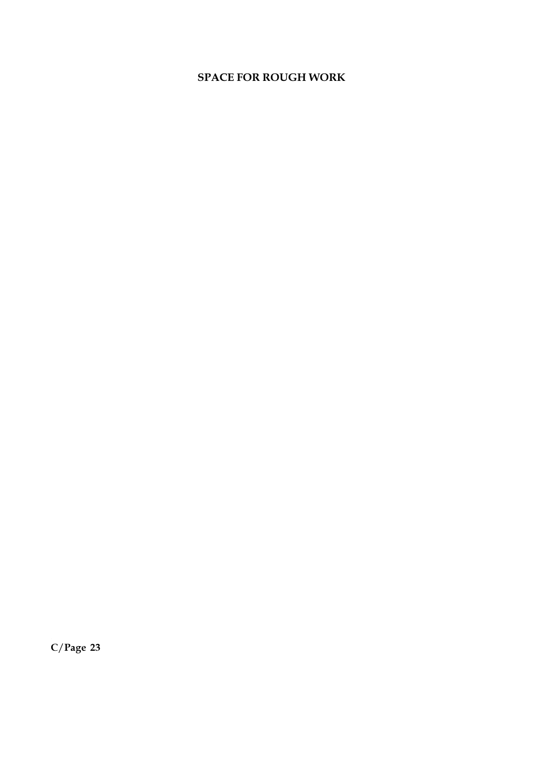**SPACE FOR ROUGH WORK**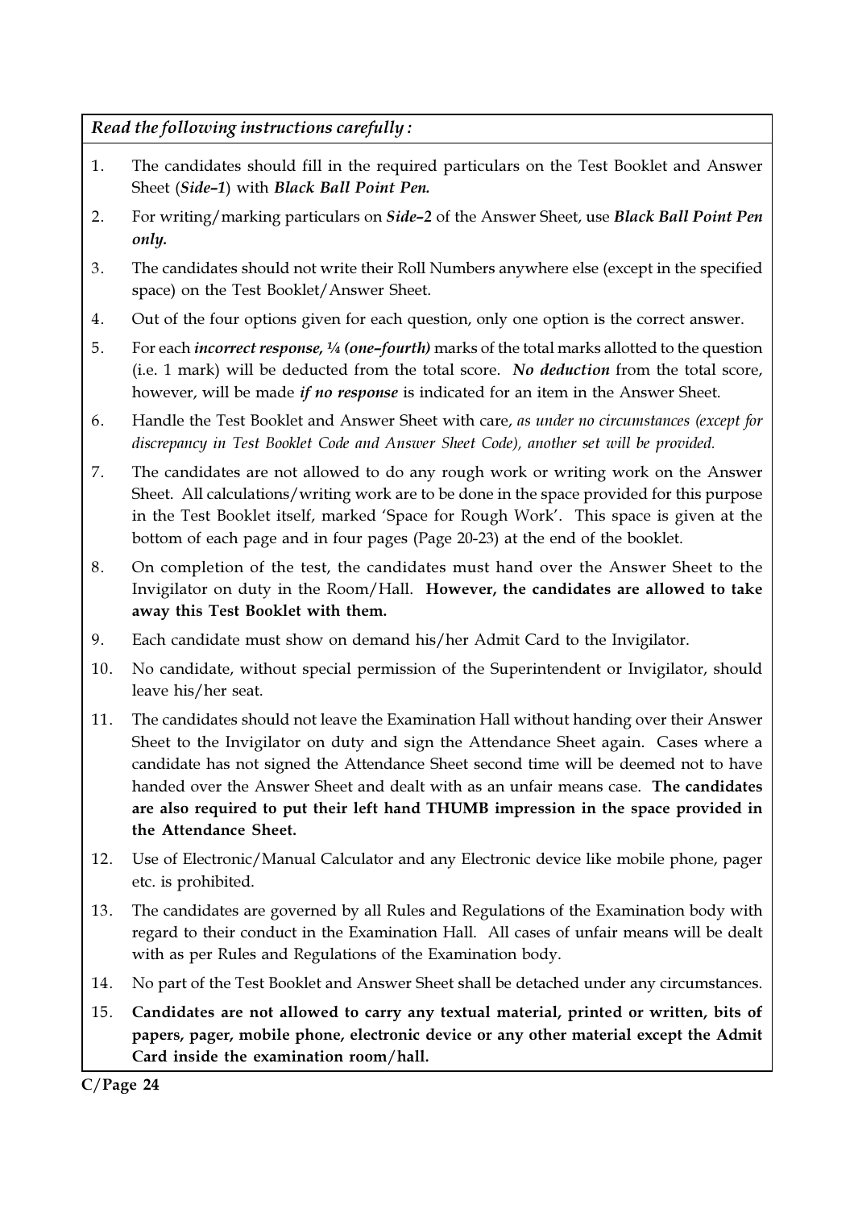*Read the following instructions carefully :*

1. The candidates should fill in the required particulars on the Test Booklet and Answer Sheet (***Side–1***) with ***Black Ball Point Pen.***

2. For writing/marking particulars on ***Side–2*** of the Answer Sheet, use ***Black Ball Point Pen only.***

3. The candidates should not write their Roll Numbers anywhere else (except in the specified space) on the Test Booklet/Answer Sheet.

4. Out of the four options given for each question, only one option is the correct answer.

5. For each ***incorrect response, ¼ (one–fourth)*** marks of the total marks allotted to the question (i.e. 1 mark) will be deducted from the total score. ***No deduction*** from the total score, however, will be made ***if no response*** is indicated for an item in the Answer Sheet.

6. Handle the Test Booklet and Answer Sheet with care, *as under no circumstances (except for discrepancy in Test Booklet Code and Answer Sheet Code), another set will be provided.*

7. The candidates are not allowed to do any rough work or writing work on the Answer Sheet. All calculations/writing work are to be done in the space provided for this purpose in the Test Booklet itself, marked 'Space for Rough Work'. This space is given at the bottom of each page and in four pages (Page 20-23) at the end of the booklet.

8. On completion of the test, the candidates must hand over the Answer Sheet to the Invigilator on duty in the Room/Hall. **However, the candidates are allowed to take away this Test Booklet with them.**

9. Each candidate must show on demand his/her Admit Card to the Invigilator.

10. No candidate, without special permission of the Superintendent or Invigilator, should leave his/her seat.

11. The candidates should not leave the Examination Hall without handing over their Answer Sheet to the Invigilator on duty and sign the Attendance Sheet again. Cases where a candidate has not signed the Attendance Sheet second time will be deemed not to have handed over the Answer Sheet and dealt with as an unfair means case. **The candidates are also required to put their left hand THUMB impression in the space provided in the Attendance Sheet.**

12. Use of Electronic/Manual Calculator and any Electronic device like mobile phone, pager etc. is prohibited.

13. The candidates are governed by all Rules and Regulations of the Examination body with regard to their conduct in the Examination Hall. All cases of unfair means will be dealt with as per Rules and Regulations of the Examination body.

14. No part of the Test Booklet and Answer Sheet shall be detached under any circumstances.

15. **Candidates are not allowed to carry any textual material, printed or written, bits of papers, pager, mobile phone, electronic device or any other material except the Admit Card inside the examination room/hall.**